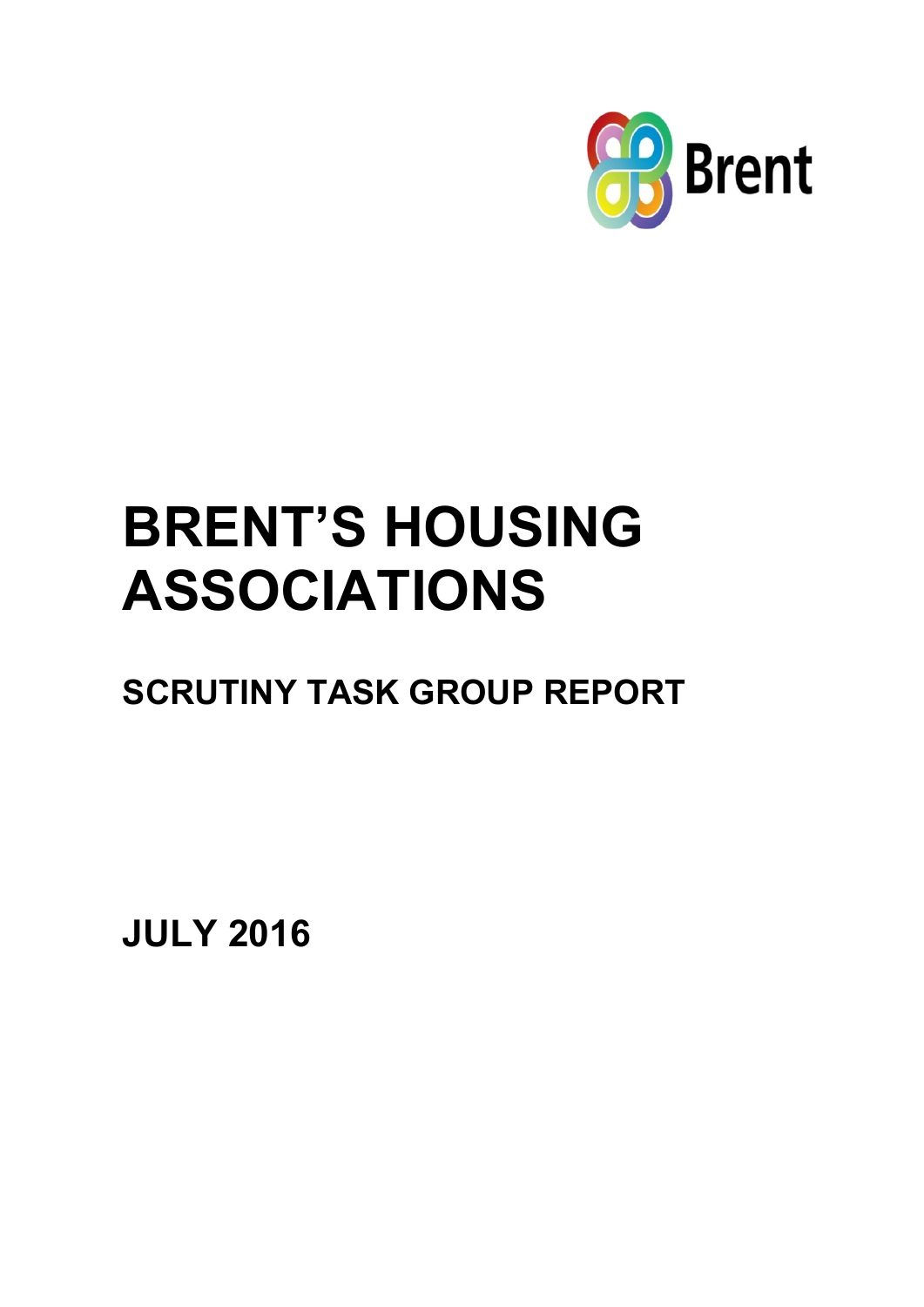# BRENT'S HOUSING ASSOCIATIONS

## SCRUTINY TASK GROUP REPORT

## JULY 2016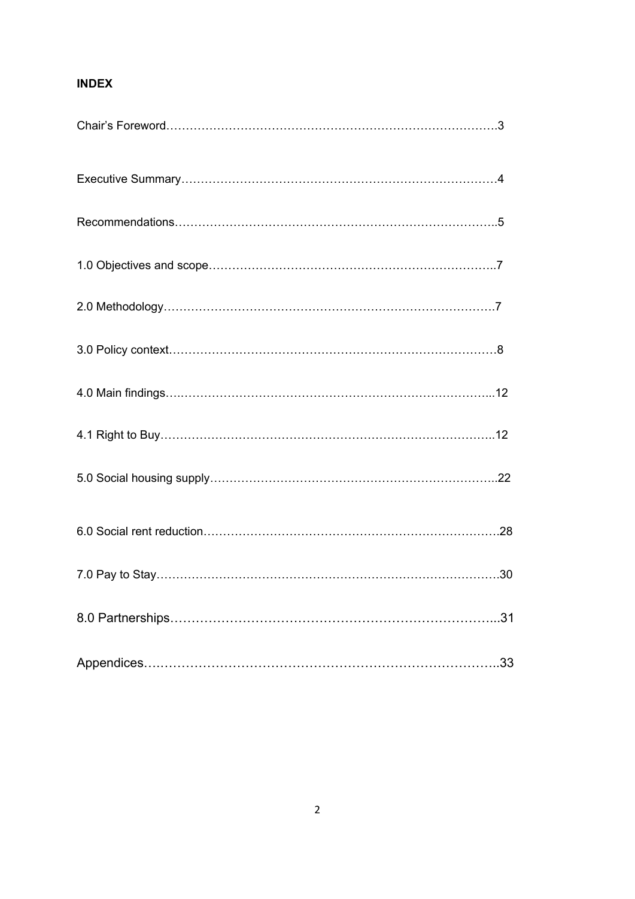**INDEX**

Chair's Foreword……………………………………………………………………….3

Executive Summary……………………………………………………………………4

Recommendations……………………………………………………………………..5

1.0 Objectives and scope………………………………………………………………..7

2.0 Methodology……………………………………………………………………….7

3.0 Policy context…………………………………………………………………………8

4.0 Main findings…………………………………………………………………………...12

4.1 Right to Buy………………………………………………………………………..12

5.0 Social housing supply……………………………………………………………..22

6.0 Social rent reduction…………………………………………………………………28

7.0 Pay to Stay…………………………………………………………………………30

8.0 Partnerships……………………………………………………………………...31

Appendices……………………………………………………………………..33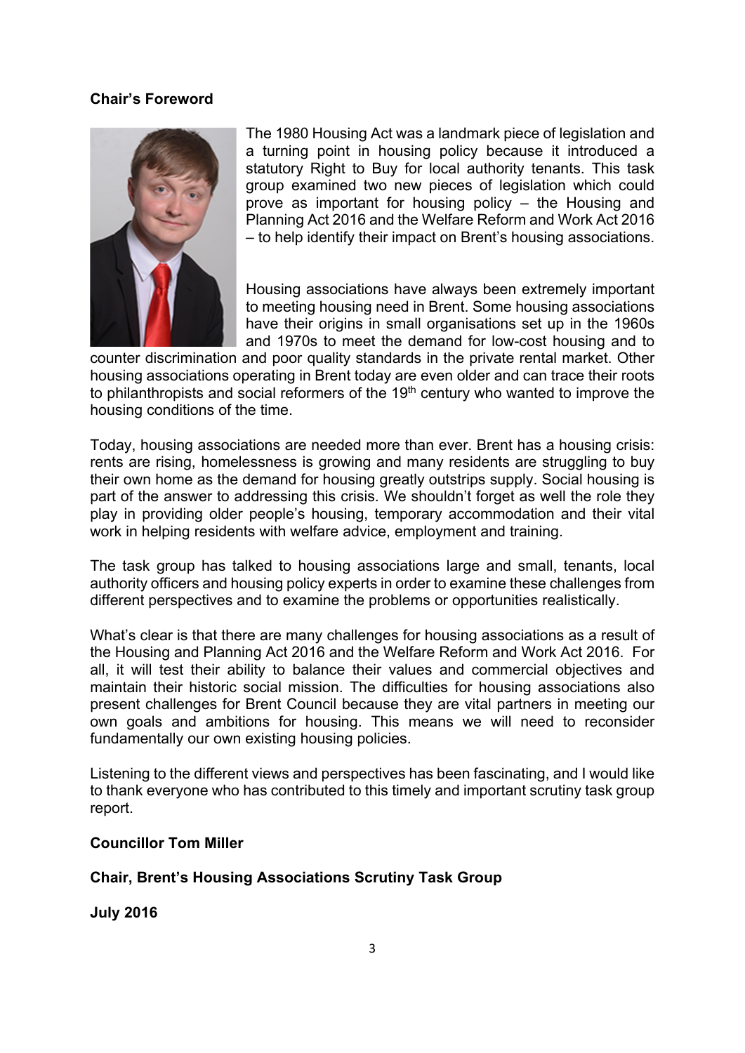## Chair's Foreword

The 1980 Housing Act was a landmark piece of legislation and a turning point in housing policy because it introduced a statutory Right to Buy for local authority tenants. This task group examined two new pieces of legislation which could prove as important for housing policy – the Housing and Planning Act 2016 and the Welfare Reform and Work Act 2016 – to help identify their impact on Brent's housing associations.

Housing associations have always been extremely important to meeting housing need in Brent. Some housing associations have their origins in small organisations set up in the 1960s and 1970s to meet the demand for low-cost housing and to counter discrimination and poor quality standards in the private rental market. Other housing associations operating in Brent today are even older and can trace their roots to philanthropists and social reformers of the 19th century who wanted to improve the housing conditions of the time.

Today, housing associations are needed more than ever. Brent has a housing crisis: rents are rising, homelessness is growing and many residents are struggling to buy their own home as the demand for housing greatly outstrips supply. Social housing is part of the answer to addressing this crisis. We shouldn't forget as well the role they play in providing older people's housing, temporary accommodation and their vital work in helping residents with welfare advice, employment and training.

The task group has talked to housing associations large and small, tenants, local authority officers and housing policy experts in order to examine these challenges from different perspectives and to examine the problems or opportunities realistically.

What's clear is that there are many challenges for housing associations as a result of the Housing and Planning Act 2016 and the Welfare Reform and Work Act 2016. For all, it will test their ability to balance their values and commercial objectives and maintain their historic social mission. The difficulties for housing associations also present challenges for Brent Council because they are vital partners in meeting our own goals and ambitions for housing. This means we will need to reconsider fundamentally our own existing housing policies.

Listening to the different views and perspectives has been fascinating, and I would like to thank everyone who has contributed to this timely and important scrutiny task group report.

**Councillor Tom Miller**

**Chair, Brent's Housing Associations Scrutiny Task Group**

**July 2016**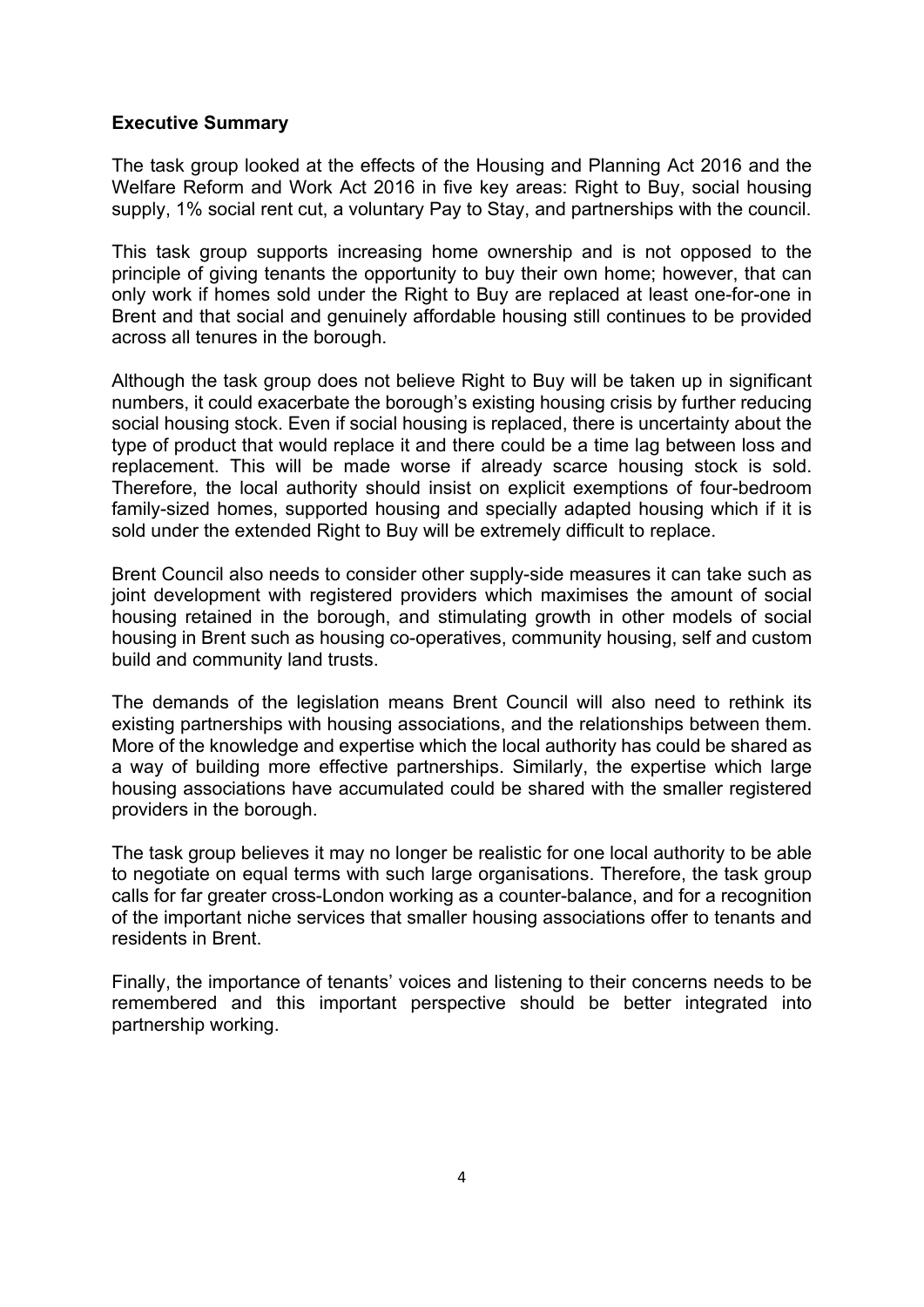## Executive Summary

The task group looked at the effects of the Housing and Planning Act 2016 and the Welfare Reform and Work Act 2016 in five key areas: Right to Buy, social housing supply, 1% social rent cut, a voluntary Pay to Stay, and partnerships with the council.

This task group supports increasing home ownership and is not opposed to the principle of giving tenants the opportunity to buy their own home; however, that can only work if homes sold under the Right to Buy are replaced at least one-for-one in Brent and that social and genuinely affordable housing still continues to be provided across all tenures in the borough.

Although the task group does not believe Right to Buy will be taken up in significant numbers, it could exacerbate the borough's existing housing crisis by further reducing social housing stock. Even if social housing is replaced, there is uncertainty about the type of product that would replace it and there could be a time lag between loss and replacement. This will be made worse if already scarce housing stock is sold. Therefore, the local authority should insist on explicit exemptions of four-bedroom family-sized homes, supported housing and specially adapted housing which if it is sold under the extended Right to Buy will be extremely difficult to replace.

Brent Council also needs to consider other supply-side measures it can take such as joint development with registered providers which maximises the amount of social housing retained in the borough, and stimulating growth in other models of social housing in Brent such as housing co-operatives, community housing, self and custom build and community land trusts.

The demands of the legislation means Brent Council will also need to rethink its existing partnerships with housing associations, and the relationships between them. More of the knowledge and expertise which the local authority has could be shared as a way of building more effective partnerships. Similarly, the expertise which large housing associations have accumulated could be shared with the smaller registered providers in the borough.

The task group believes it may no longer be realistic for one local authority to be able to negotiate on equal terms with such large organisations. Therefore, the task group calls for far greater cross-London working as a counter-balance, and for a recognition of the important niche services that smaller housing associations offer to tenants and residents in Brent.

Finally, the importance of tenants' voices and listening to their concerns needs to be remembered and this important perspective should be better integrated into partnership working.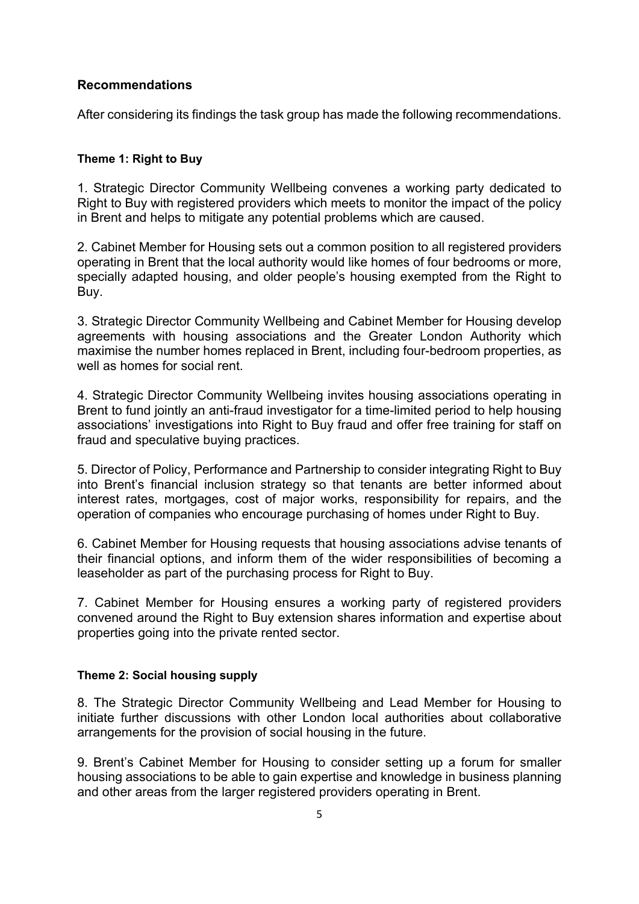## Recommendations

After considering its findings the task group has made the following recommendations.

#### Theme 1: Right to Buy

1. Strategic Director Community Wellbeing convenes a working party dedicated to Right to Buy with registered providers which meets to monitor the impact of the policy in Brent and helps to mitigate any potential problems which are caused.

2. Cabinet Member for Housing sets out a common position to all registered providers operating in Brent that the local authority would like homes of four bedrooms or more, specially adapted housing, and older people's housing exempted from the Right to Buy.

3. Strategic Director Community Wellbeing and Cabinet Member for Housing develop agreements with housing associations and the Greater London Authority which maximise the number homes replaced in Brent, including four-bedroom properties, as well as homes for social rent.

4. Strategic Director Community Wellbeing invites housing associations operating in Brent to fund jointly an anti-fraud investigator for a time-limited period to help housing associations' investigations into Right to Buy fraud and offer free training for staff on fraud and speculative buying practices.

5. Director of Policy, Performance and Partnership to consider integrating Right to Buy into Brent's financial inclusion strategy so that tenants are better informed about interest rates, mortgages, cost of major works, responsibility for repairs, and the operation of companies who encourage purchasing of homes under Right to Buy.

6. Cabinet Member for Housing requests that housing associations advise tenants of their financial options, and inform them of the wider responsibilities of becoming a leaseholder as part of the purchasing process for Right to Buy.

7. Cabinet Member for Housing ensures a working party of registered providers convened around the Right to Buy extension shares information and expertise about properties going into the private rented sector.

#### Theme 2: Social housing supply

8. The Strategic Director Community Wellbeing and Lead Member for Housing to initiate further discussions with other London local authorities about collaborative arrangements for the provision of social housing in the future.

9. Brent's Cabinet Member for Housing to consider setting up a forum for smaller housing associations to be able to gain expertise and knowledge in business planning and other areas from the larger registered providers operating in Brent.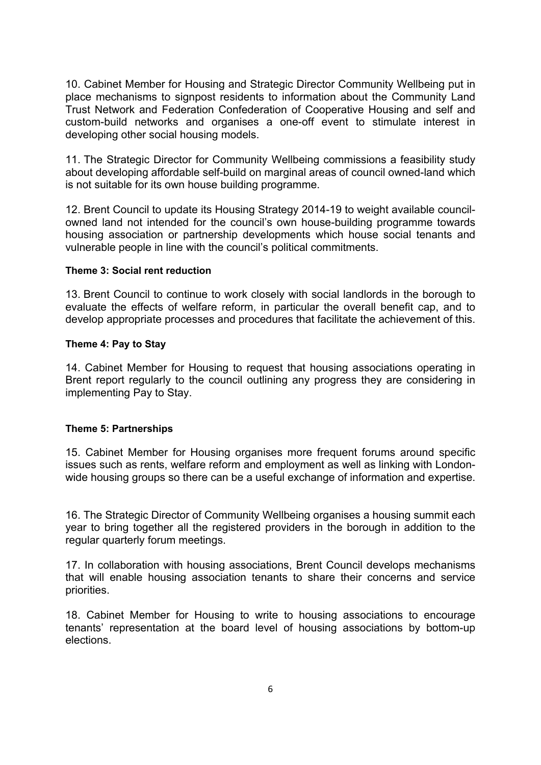10. Cabinet Member for Housing and Strategic Director Community Wellbeing put in place mechanisms to signpost residents to information about the Community Land Trust Network and Federation Confederation of Cooperative Housing and self and custom-build networks and organises a one-off event to stimulate interest in developing other social housing models.

11. The Strategic Director for Community Wellbeing commissions a feasibility study about developing affordable self-build on marginal areas of council owned-land which is not suitable for its own house building programme.

12. Brent Council to update its Housing Strategy 2014-19 to weight available council-owned land not intended for the council's own house-building programme towards housing association or partnership developments which house social tenants and vulnerable people in line with the council's political commitments.

**Theme 3: Social rent reduction**

13. Brent Council to continue to work closely with social landlords in the borough to evaluate the effects of welfare reform, in particular the overall benefit cap, and to develop appropriate processes and procedures that facilitate the achievement of this.

**Theme 4: Pay to Stay**

14. Cabinet Member for Housing to request that housing associations operating in Brent report regularly to the council outlining any progress they are considering in implementing Pay to Stay.

**Theme 5: Partnerships**

15. Cabinet Member for Housing organises more frequent forums around specific issues such as rents, welfare reform and employment as well as linking with London-wide housing groups so there can be a useful exchange of information and expertise.

16. The Strategic Director of Community Wellbeing organises a housing summit each year to bring together all the registered providers in the borough in addition to the regular quarterly forum meetings.

17. In collaboration with housing associations, Brent Council develops mechanisms that will enable housing association tenants to share their concerns and service priorities.

18. Cabinet Member for Housing to write to housing associations to encourage tenants' representation at the board level of housing associations by bottom-up elections.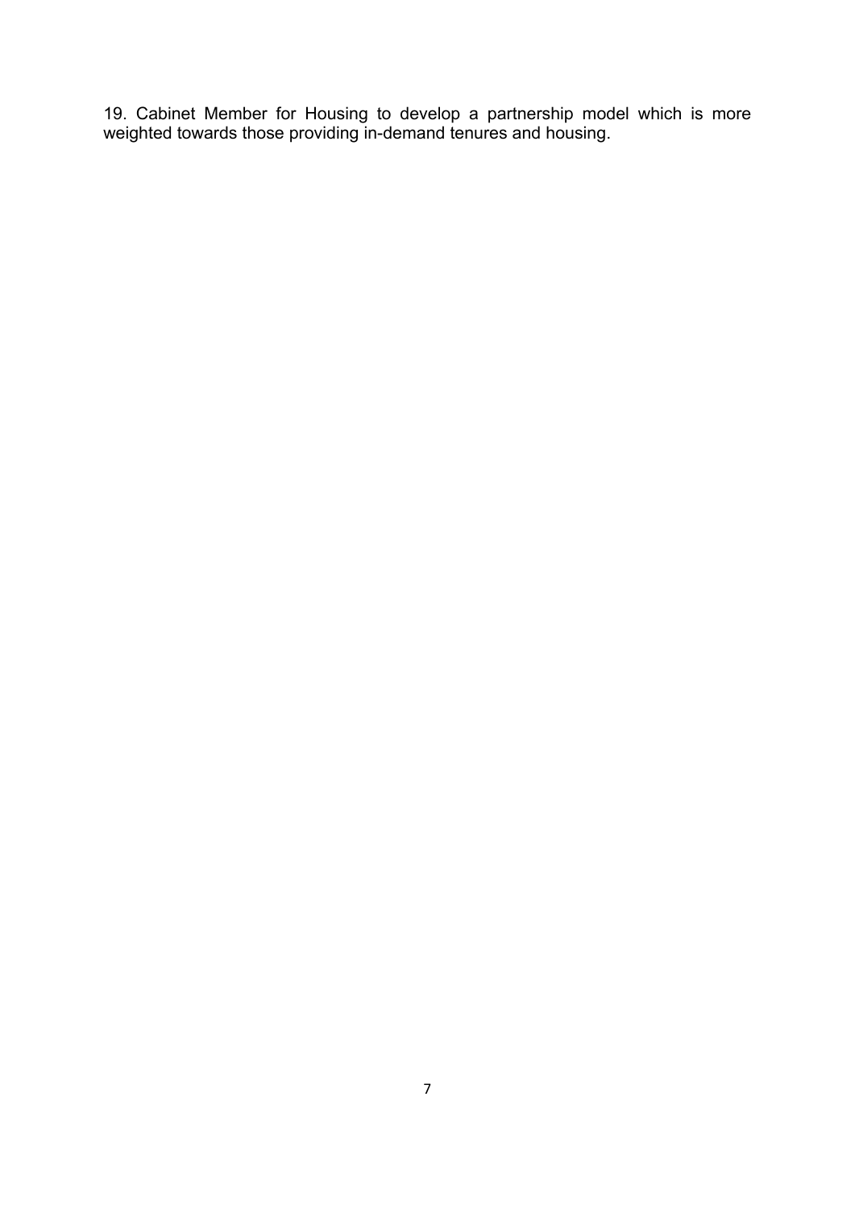19. Cabinet Member for Housing to develop a partnership model which is more weighted towards those providing in-demand tenures and housing.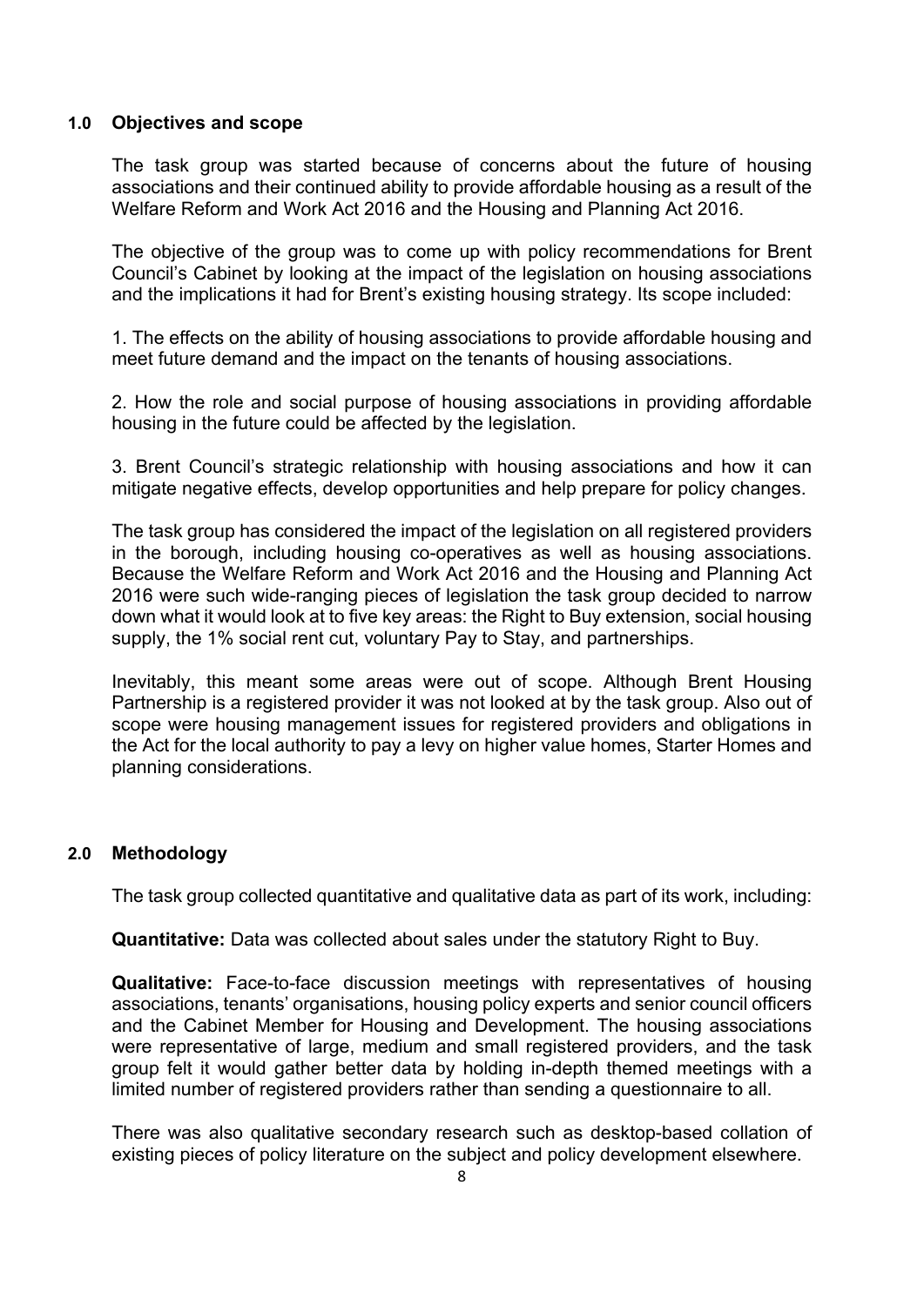## 1.0 Objectives and scope

The task group was started because of concerns about the future of housing associations and their continued ability to provide affordable housing as a result of the Welfare Reform and Work Act 2016 and the Housing and Planning Act 2016.

The objective of the group was to come up with policy recommendations for Brent Council's Cabinet by looking at the impact of the legislation on housing associations and the implications it had for Brent's existing housing strategy. Its scope included:

1. The effects on the ability of housing associations to provide affordable housing and meet future demand and the impact on the tenants of housing associations.

2. How the role and social purpose of housing associations in providing affordable housing in the future could be affected by the legislation.

3. Brent Council's strategic relationship with housing associations and how it can mitigate negative effects, develop opportunities and help prepare for policy changes.

The task group has considered the impact of the legislation on all registered providers in the borough, including housing co-operatives as well as housing associations. Because the Welfare Reform and Work Act 2016 and the Housing and Planning Act 2016 were such wide-ranging pieces of legislation the task group decided to narrow down what it would look at to five key areas: the Right to Buy extension, social housing supply, the 1% social rent cut, voluntary Pay to Stay, and partnerships.

Inevitably, this meant some areas were out of scope. Although Brent Housing Partnership is a registered provider it was not looked at by the task group. Also out of scope were housing management issues for registered providers and obligations in the Act for the local authority to pay a levy on higher value homes, Starter Homes and planning considerations.

## 2.0 Methodology

The task group collected quantitative and qualitative data as part of its work, including:

**Quantitative:** Data was collected about sales under the statutory Right to Buy.

**Qualitative:** Face-to-face discussion meetings with representatives of housing associations, tenants' organisations, housing policy experts and senior council officers and the Cabinet Member for Housing and Development. The housing associations were representative of large, medium and small registered providers, and the task group felt it would gather better data by holding in-depth themed meetings with a limited number of registered providers rather than sending a questionnaire to all.

There was also qualitative secondary research such as desktop-based collation of existing pieces of policy literature on the subject and policy development elsewhere.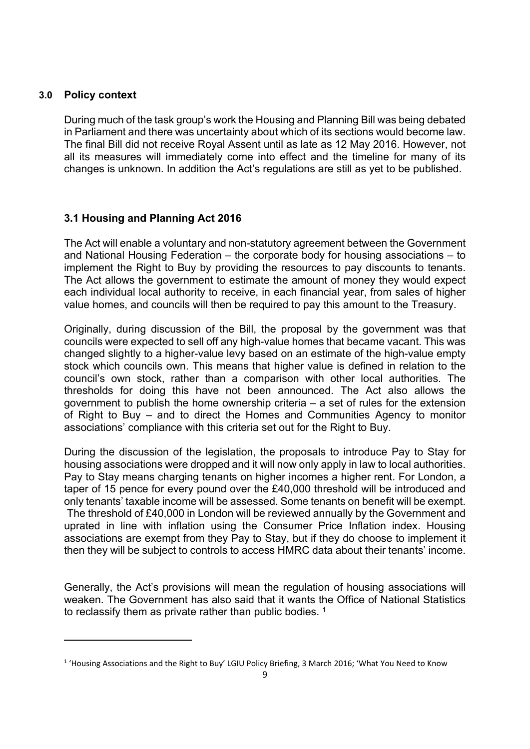## 3.0 Policy context

During much of the task group's work the Housing and Planning Bill was being debated in Parliament and there was uncertainty about which of its sections would become law. The final Bill did not receive Royal Assent until as late as 12 May 2016. However, not all its measures will immediately come into effect and the timeline for many of its changes is unknown. In addition the Act's regulations are still as yet to be published.

### 3.1 Housing and Planning Act 2016

The Act will enable a voluntary and non-statutory agreement between the Government and National Housing Federation – the corporate body for housing associations – to implement the Right to Buy by providing the resources to pay discounts to tenants. The Act allows the government to estimate the amount of money they would expect each individual local authority to receive, in each financial year, from sales of higher value homes, and councils will then be required to pay this amount to the Treasury.

Originally, during discussion of the Bill, the proposal by the government was that councils were expected to sell off any high-value homes that became vacant. This was changed slightly to a higher-value levy based on an estimate of the high-value empty stock which councils own. This means that higher value is defined in relation to the council's own stock, rather than a comparison with other local authorities. The thresholds for doing this have not been announced. The Act also allows the government to publish the home ownership criteria – a set of rules for the extension of Right to Buy – and to direct the Homes and Communities Agency to monitor associations' compliance with this criteria set out for the Right to Buy.

During the discussion of the legislation, the proposals to introduce Pay to Stay for housing associations were dropped and it will now only apply in law to local authorities. Pay to Stay means charging tenants on higher incomes a higher rent. For London, a taper of 15 pence for every pound over the £40,000 threshold will be introduced and only tenants' taxable income will be assessed. Some tenants on benefit will be exempt. The threshold of £40,000 in London will be reviewed annually by the Government and uprated in line with inflation using the Consumer Price Inflation index. Housing associations are exempt from they Pay to Stay, but if they do choose to implement it then they will be subject to controls to access HMRC data about their tenants' income.

Generally, the Act's provisions will mean the regulation of housing associations will weaken. The Government has also said that it wants the Office of National Statistics to reclassify them as private rather than public bodies. [1]

---

[1] 'Housing Associations and the Right to Buy' LGIU Policy Briefing, 3 March 2016; 'What You Need to Know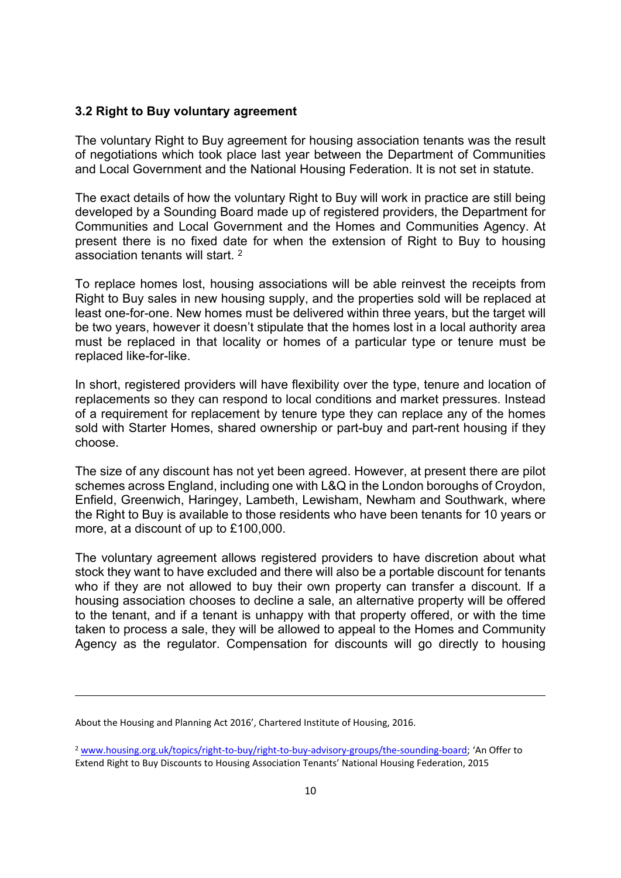### 3.2 Right to Buy voluntary agreement

The voluntary Right to Buy agreement for housing association tenants was the result of negotiations which took place last year between the Department of Communities and Local Government and the National Housing Federation. It is not set in statute.

The exact details of how the voluntary Right to Buy will work in practice are still being developed by a Sounding Board made up of registered providers, the Department for Communities and Local Government and the Homes and Communities Agency. At present there is no fixed date for when the extension of Right to Buy to housing association tenants will start. [2]

To replace homes lost, housing associations will be able reinvest the receipts from Right to Buy sales in new housing supply, and the properties sold will be replaced at least one-for-one. New homes must be delivered within three years, but the target will be two years, however it doesn't stipulate that the homes lost in a local authority area must be replaced in that locality or homes of a particular type or tenure must be replaced like-for-like.

In short, registered providers will have flexibility over the type, tenure and location of replacements so they can respond to local conditions and market pressures. Instead of a requirement for replacement by tenure type they can replace any of the homes sold with Starter Homes, shared ownership or part-buy and part-rent housing if they choose.

The size of any discount has not yet been agreed. However, at present there are pilot schemes across England, including one with L&Q in the London boroughs of Croydon, Enfield, Greenwich, Haringey, Lambeth, Lewisham, Newham and Southwark, where the Right to Buy is available to those residents who have been tenants for 10 years or more, at a discount of up to £100,000.

The voluntary agreement allows registered providers to have discretion about what stock they want to have excluded and there will also be a portable discount for tenants who if they are not allowed to buy their own property can transfer a discount. If a housing association chooses to decline a sale, an alternative property will be offered to the tenant, and if a tenant is unhappy with that property offered, or with the time taken to process a sale, they will be allowed to appeal to the Homes and Community Agency as the regulator. Compensation for discounts will go directly to housing

---

About the Housing and Planning Act 2016', Chartered Institute of Housing, 2016.

[2] www.housing.org.uk/topics/right-to-buy/right-to-buy-advisory-groups/the-sounding-board; 'An Offer to Extend Right to Buy Discounts to Housing Association Tenants' National Housing Federation, 2015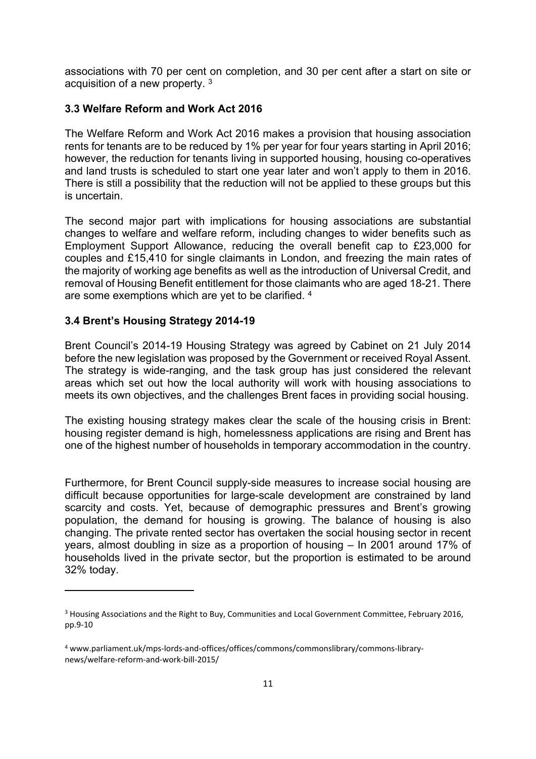associations with 70 per cent on completion, and 30 per cent after a start on site or acquisition of a new property. [3]

### 3.3 Welfare Reform and Work Act 2016

The Welfare Reform and Work Act 2016 makes a provision that housing association rents for tenants are to be reduced by 1% per year for four years starting in April 2016; however, the reduction for tenants living in supported housing, housing co-operatives and land trusts is scheduled to start one year later and won't apply to them in 2016. There is still a possibility that the reduction will not be applied to these groups but this is uncertain.

The second major part with implications for housing associations are substantial changes to welfare and welfare reform, including changes to wider benefits such as Employment Support Allowance, reducing the overall benefit cap to £23,000 for couples and £15,410 for single claimants in London, and freezing the main rates of the majority of working age benefits as well as the introduction of Universal Credit, and removal of Housing Benefit entitlement for those claimants who are aged 18-21. There are some exemptions which are yet to be clarified. [4]

### 3.4 Brent's Housing Strategy 2014-19

Brent Council's 2014-19 Housing Strategy was agreed by Cabinet on 21 July 2014 before the new legislation was proposed by the Government or received Royal Assent. The strategy is wide-ranging, and the task group has just considered the relevant areas which set out how the local authority will work with housing associations to meets its own objectives, and the challenges Brent faces in providing social housing.

The existing housing strategy makes clear the scale of the housing crisis in Brent: housing register demand is high, homelessness applications are rising and Brent has one of the highest number of households in temporary accommodation in the country.

Furthermore, for Brent Council supply-side measures to increase social housing are difficult because opportunities for large-scale development are constrained by land scarcity and costs. Yet, because of demographic pressures and Brent's growing population, the demand for housing is growing. The balance of housing is also changing. The private rented sector has overtaken the social housing sector in recent years, almost doubling in size as a proportion of housing – In 2001 around 17% of households lived in the private sector, but the proportion is estimated to be around 32% today.

---

[3] Housing Associations and the Right to Buy, Communities and Local Government Committee, February 2016, pp.9-10

[4] www.parliament.uk/mps-lords-and-offices/offices/commons/commonslibrary/commons-library-news/welfare-reform-and-work-bill-2015/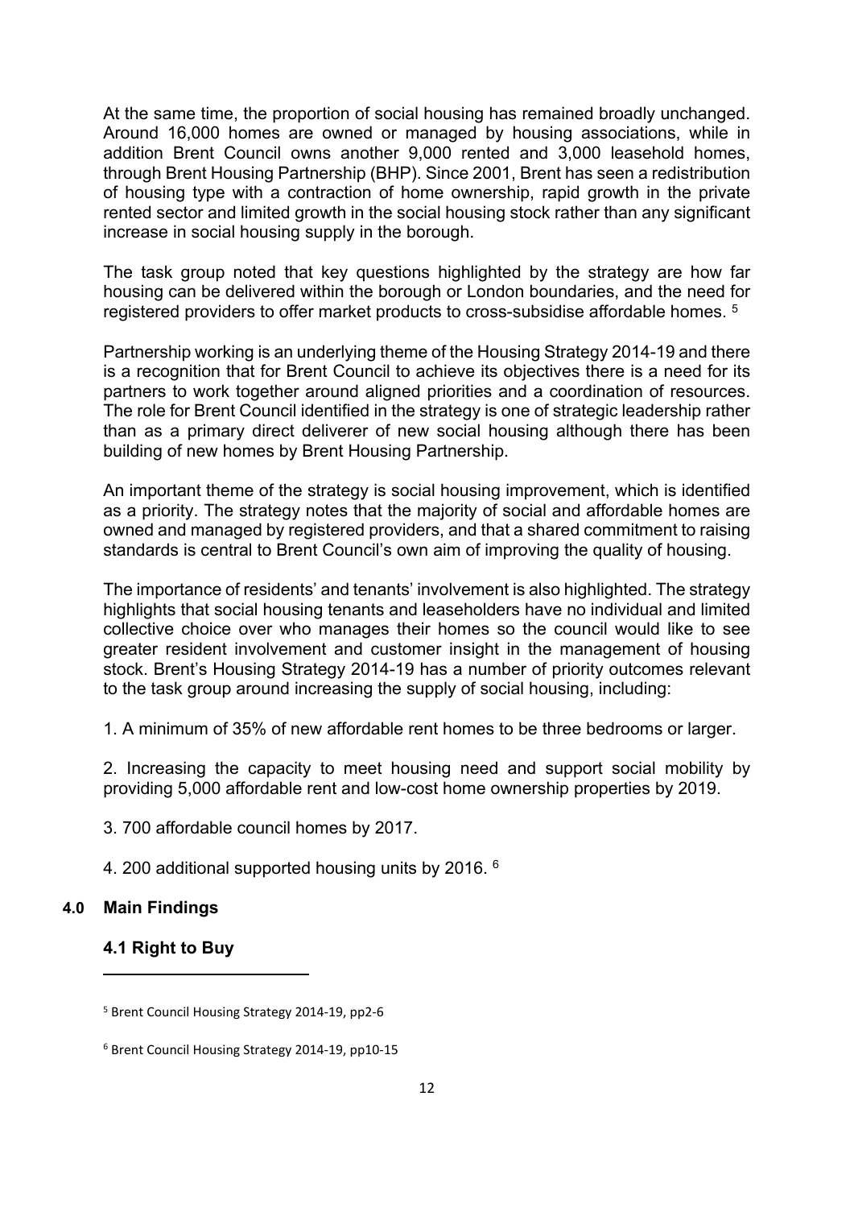At the same time, the proportion of social housing has remained broadly unchanged. Around 16,000 homes are owned or managed by housing associations, while in addition Brent Council owns another 9,000 rented and 3,000 leasehold homes, through Brent Housing Partnership (BHP). Since 2001, Brent has seen a redistribution of housing type with a contraction of home ownership, rapid growth in the private rented sector and limited growth in the social housing stock rather than any significant increase in social housing supply in the borough.

The task group noted that key questions highlighted by the strategy are how far housing can be delivered within the borough or London boundaries, and the need for registered providers to offer market products to cross-subsidise affordable homes. [5]

Partnership working is an underlying theme of the Housing Strategy 2014-19 and there is a recognition that for Brent Council to achieve its objectives there is a need for its partners to work together around aligned priorities and a coordination of resources. The role for Brent Council identified in the strategy is one of strategic leadership rather than as a primary direct deliverer of new social housing although there has been building of new homes by Brent Housing Partnership.

An important theme of the strategy is social housing improvement, which is identified as a priority. The strategy notes that the majority of social and affordable homes are owned and managed by registered providers, and that a shared commitment to raising standards is central to Brent Council's own aim of improving the quality of housing.

The importance of residents' and tenants' involvement is also highlighted. The strategy highlights that social housing tenants and leaseholders have no individual and limited collective choice over who manages their homes so the council would like to see greater resident involvement and customer insight in the management of housing stock. Brent's Housing Strategy 2014-19 has a number of priority outcomes relevant to the task group around increasing the supply of social housing, including:

1. A minimum of 35% of new affordable rent homes to be three bedrooms or larger.

2. Increasing the capacity to meet housing need and support social mobility by providing 5,000 affordable rent and low-cost home ownership properties by 2019.

3. 700 affordable council homes by 2017.

4. 200 additional supported housing units by 2016. [6]

## 4.0 Main Findings

### 4.1 Right to Buy

---

[5] Brent Council Housing Strategy 2014-19, pp2-6

[6] Brent Council Housing Strategy 2014-19, pp10-15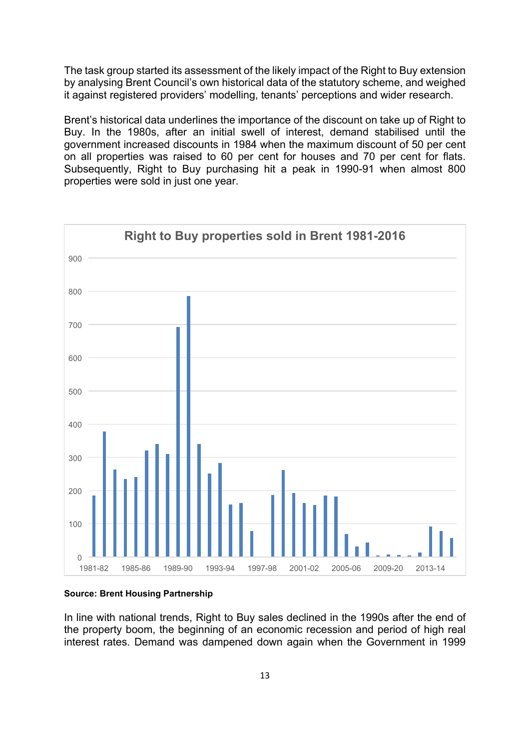The task group started its assessment of the likely impact of the Right to Buy extension by analysing Brent Council's own historical data of the statutory scheme, and weighed it against registered providers' modelling, tenants' perceptions and wider research.

Brent's historical data underlines the importance of the discount on take up of Right to Buy. In the 1980s, after an initial swell of interest, demand stabilised until the government increased discounts in 1984 when the maximum discount of 50 per cent on all properties was raised to 60 per cent for houses and 70 per cent for flats. Subsequently, Right to Buy purchasing hit a peak in 1990-91 when almost 800 properties were sold in just one year.

**Right to Buy properties sold in Brent 1981-2016**

**Source: Brent Housing Partnership**

In line with national trends, Right to Buy sales declined in the 1990s after the end of the property boom, the beginning of an economic recession and period of high real interest rates. Demand was dampened down again when the Government in 1999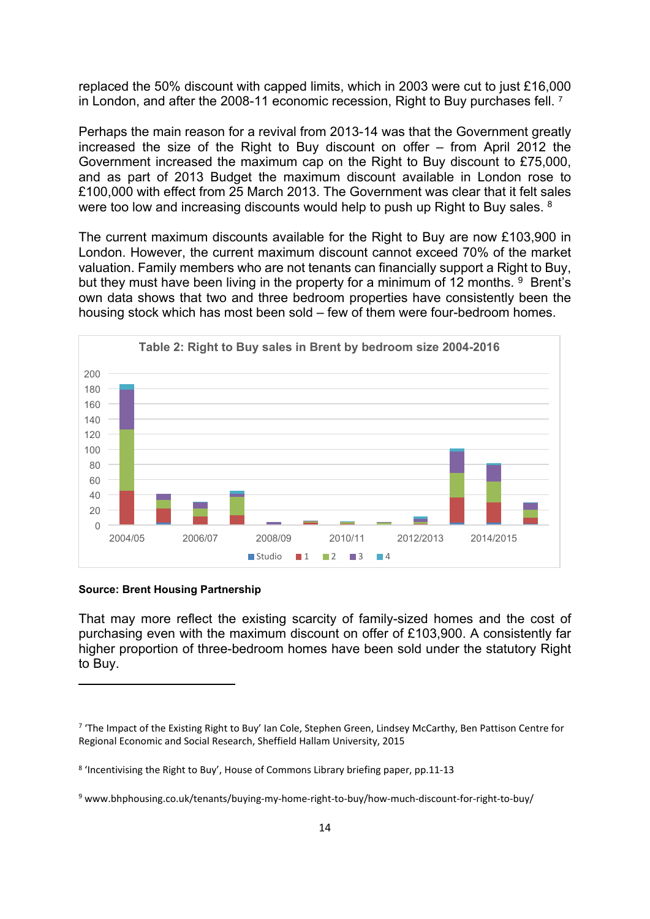replaced the 50% discount with capped limits, which in 2003 were cut to just £16,000 in London, and after the 2008-11 economic recession, Right to Buy purchases fell. [7]

Perhaps the main reason for a revival from 2013-14 was that the Government greatly increased the size of the Right to Buy discount on offer – from April 2012 the Government increased the maximum cap on the Right to Buy discount to £75,000, and as part of 2013 Budget the maximum discount available in London rose to £100,000 with effect from 25 March 2013. The Government was clear that it felt sales were too low and increasing discounts would help to push up Right to Buy sales. [8]

The current maximum discounts available for the Right to Buy are now £103,900 in London. However, the current maximum discount cannot exceed 70% of the market valuation. Family members who are not tenants can financially support a Right to Buy, but they must have been living in the property for a minimum of 12 months. [9] Brent's own data shows that two and three bedroom properties have consistently been the housing stock which has most been sold – few of them were four-bedroom homes.

Table 2: Right to Buy sales in Brent by bedroom size 2004-2016

**Source: Brent Housing Partnership**

That may more reflect the existing scarcity of family-sized homes and the cost of purchasing even with the maximum discount on offer of £103,900. A consistently far higher proportion of three-bedroom homes have been sold under the statutory Right to Buy.

---

[7] 'The Impact of the Existing Right to Buy' Ian Cole, Stephen Green, Lindsey McCarthy, Ben Pattison Centre for Regional Economic and Social Research, Sheffield Hallam University, 2015

[8] 'Incentivising the Right to Buy', House of Commons Library briefing paper, pp.11-13

[9] www.bhphousing.co.uk/tenants/buying-my-home-right-to-buy/how-much-discount-for-right-to-buy/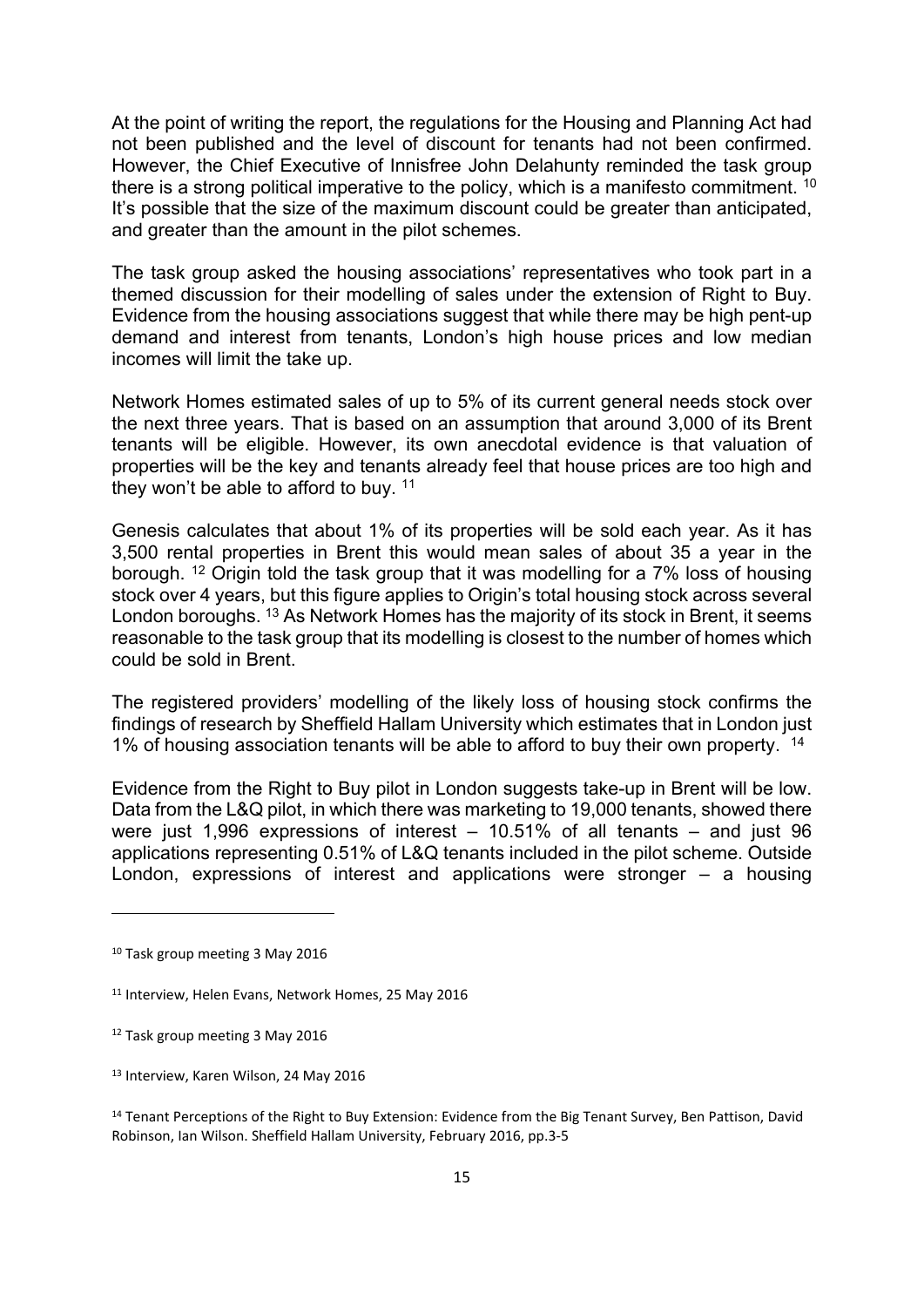At the point of writing the report, the regulations for the Housing and Planning Act had not been published and the level of discount for tenants had not been confirmed. However, the Chief Executive of Innisfree John Delahunty reminded the task group there is a strong political imperative to the policy, which is a manifesto commitment. [10] It's possible that the size of the maximum discount could be greater than anticipated, and greater than the amount in the pilot schemes.

The task group asked the housing associations' representatives who took part in a themed discussion for their modelling of sales under the extension of Right to Buy. Evidence from the housing associations suggest that while there may be high pent-up demand and interest from tenants, London's high house prices and low median incomes will limit the take up.

Network Homes estimated sales of up to 5% of its current general needs stock over the next three years. That is based on an assumption that around 3,000 of its Brent tenants will be eligible. However, its own anecdotal evidence is that valuation of properties will be the key and tenants already feel that house prices are too high and they won't be able to afford to buy. [11]

Genesis calculates that about 1% of its properties will be sold each year. As it has 3,500 rental properties in Brent this would mean sales of about 35 a year in the borough. [12] Origin told the task group that it was modelling for a 7% loss of housing stock over 4 years, but this figure applies to Origin's total housing stock across several London boroughs. [13] As Network Homes has the majority of its stock in Brent, it seems reasonable to the task group that its modelling is closest to the number of homes which could be sold in Brent.

The registered providers' modelling of the likely loss of housing stock confirms the findings of research by Sheffield Hallam University which estimates that in London just 1% of housing association tenants will be able to afford to buy their own property. [14]

Evidence from the Right to Buy pilot in London suggests take-up in Brent will be low. Data from the L&Q pilot, in which there was marketing to 19,000 tenants, showed there were just 1,996 expressions of interest – 10.51% of all tenants – and just 96 applications representing 0.51% of L&Q tenants included in the pilot scheme. Outside London, expressions of interest and applications were stronger – a housing

---

[10] Task group meeting 3 May 2016

[11] Interview, Helen Evans, Network Homes, 25 May 2016

[12] Task group meeting 3 May 2016

[13] Interview, Karen Wilson, 24 May 2016

[14] Tenant Perceptions of the Right to Buy Extension: Evidence from the Big Tenant Survey, Ben Pattison, David Robinson, Ian Wilson. Sheffield Hallam University, February 2016, pp.3-5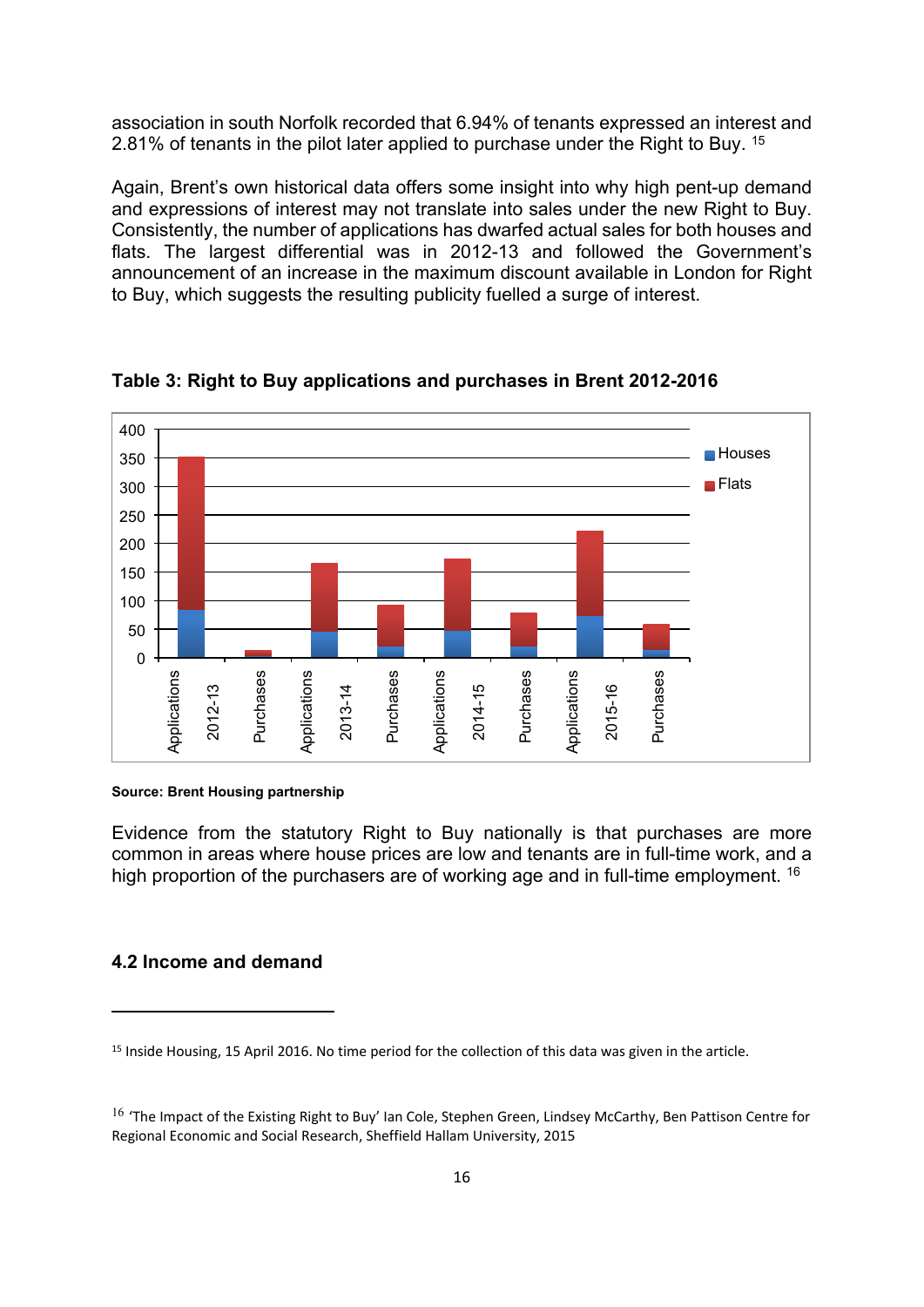association in south Norfolk recorded that 6.94% of tenants expressed an interest and 2.81% of tenants in the pilot later applied to purchase under the Right to Buy. [15]

Again, Brent's own historical data offers some insight into why high pent-up demand and expressions of interest may not translate into sales under the new Right to Buy. Consistently, the number of applications has dwarfed actual sales for both houses and flats. The largest differential was in 2012-13 and followed the Government's announcement of an increase in the maximum discount available in London for Right to Buy, which suggests the resulting publicity fuelled a surge of interest.

**Table 3: Right to Buy applications and purchases in Brent 2012-2016**

**Source: Brent Housing partnership**

Evidence from the statutory Right to Buy nationally is that purchases are more common in areas where house prices are low and tenants are in full-time work, and a high proportion of the purchasers are of working age and in full-time employment. [16]

### 4.2 Income and demand

---

[15] Inside Housing, 15 April 2016. No time period for the collection of this data was given in the article.

[16] 'The Impact of the Existing Right to Buy' Ian Cole, Stephen Green, Lindsey McCarthy, Ben Pattison Centre for Regional Economic and Social Research, Sheffield Hallam University, 2015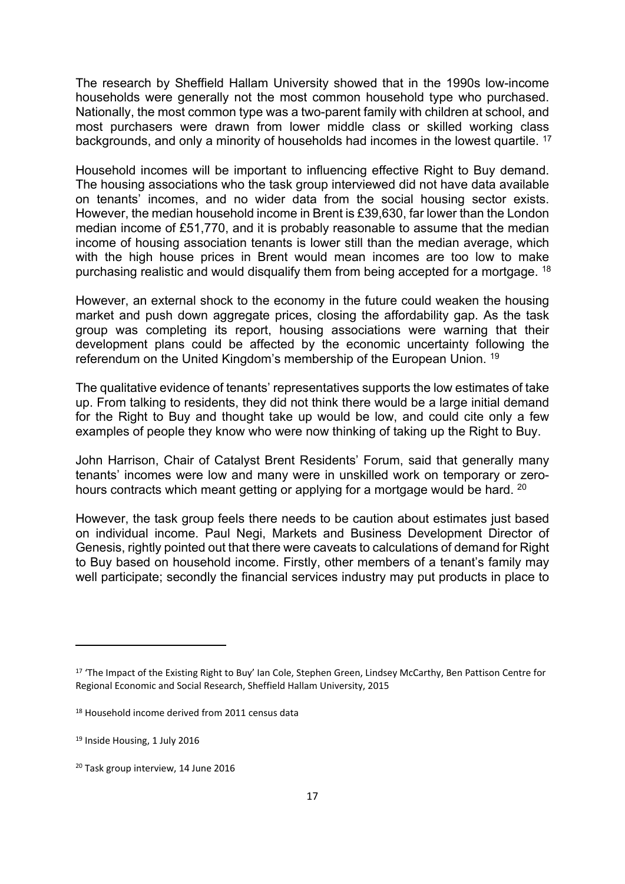The research by Sheffield Hallam University showed that in the 1990s low-income households were generally not the most common household type who purchased. Nationally, the most common type was a two-parent family with children at school, and most purchasers were drawn from lower middle class or skilled working class backgrounds, and only a minority of households had incomes in the lowest quartile. [17]

Household incomes will be important to influencing effective Right to Buy demand. The housing associations who the task group interviewed did not have data available on tenants' incomes, and no wider data from the social housing sector exists. However, the median household income in Brent is £39,630, far lower than the London median income of £51,770, and it is probably reasonable to assume that the median income of housing association tenants is lower still than the median average, which with the high house prices in Brent would mean incomes are too low to make purchasing realistic and would disqualify them from being accepted for a mortgage. [18]

However, an external shock to the economy in the future could weaken the housing market and push down aggregate prices, closing the affordability gap. As the task group was completing its report, housing associations were warning that their development plans could be affected by the economic uncertainty following the referendum on the United Kingdom's membership of the European Union. [19]

The qualitative evidence of tenants' representatives supports the low estimates of take up. From talking to residents, they did not think there would be a large initial demand for the Right to Buy and thought take up would be low, and could cite only a few examples of people they know who were now thinking of taking up the Right to Buy.

John Harrison, Chair of Catalyst Brent Residents' Forum, said that generally many tenants' incomes were low and many were in unskilled work on temporary or zero-hours contracts which meant getting or applying for a mortgage would be hard. [20]

However, the task group feels there needs to be caution about estimates just based on individual income. Paul Negi, Markets and Business Development Director of Genesis, rightly pointed out that there were caveats to calculations of demand for Right to Buy based on household income. Firstly, other members of a tenant's family may well participate; secondly the financial services industry may put products in place to

---

[17] 'The Impact of the Existing Right to Buy' Ian Cole, Stephen Green, Lindsey McCarthy, Ben Pattison Centre for Regional Economic and Social Research, Sheffield Hallam University, 2015

[18] Household income derived from 2011 census data

[19] Inside Housing, 1 July 2016

[20] Task group interview, 14 June 2016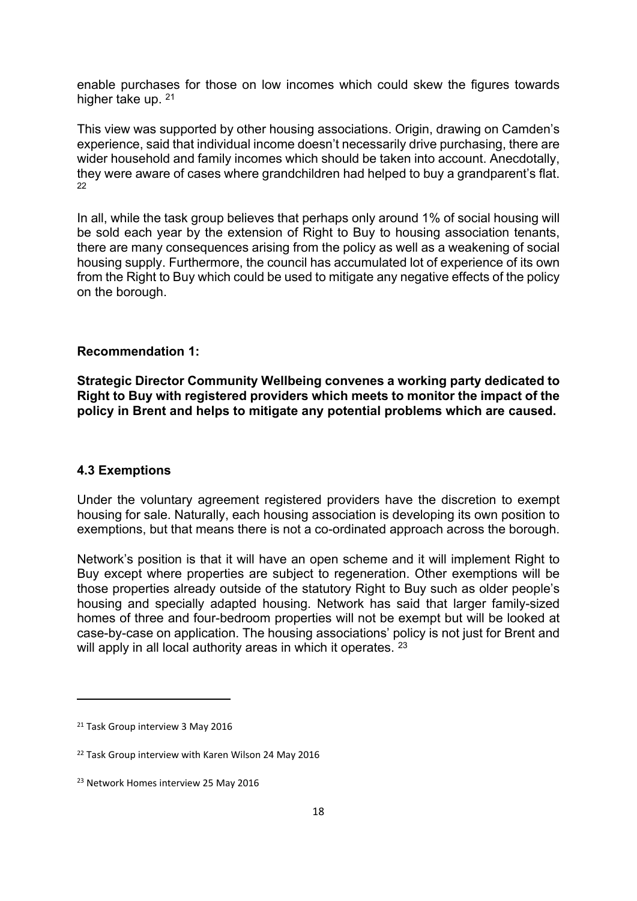enable purchases for those on low incomes which could skew the figures towards higher take up. [21]

This view was supported by other housing associations. Origin, drawing on Camden's experience, said that individual income doesn't necessarily drive purchasing, there are wider household and family incomes which should be taken into account. Anecdotally, they were aware of cases where grandchildren had helped to buy a grandparent's flat. [22]

In all, while the task group believes that perhaps only around 1% of social housing will be sold each year by the extension of Right to Buy to housing association tenants, there are many consequences arising from the policy as well as a weakening of social housing supply. Furthermore, the council has accumulated lot of experience of its own from the Right to Buy which could be used to mitigate any negative effects of the policy on the borough.

**Recommendation 1:**

**Strategic Director Community Wellbeing convenes a working party dedicated to Right to Buy with registered providers which meets to monitor the impact of the policy in Brent and helps to mitigate any potential problems which are caused.**

### 4.3 Exemptions

Under the voluntary agreement registered providers have the discretion to exempt housing for sale. Naturally, each housing association is developing its own position to exemptions, but that means there is not a co-ordinated approach across the borough.

Network's position is that it will have an open scheme and it will implement Right to Buy except where properties are subject to regeneration. Other exemptions will be those properties already outside of the statutory Right to Buy such as older people's housing and specially adapted housing. Network has said that larger family-sized homes of three and four-bedroom properties will not be exempt but will be looked at case-by-case on application. The housing associations' policy is not just for Brent and will apply in all local authority areas in which it operates. [23]

---

[21] Task Group interview 3 May 2016

[22] Task Group interview with Karen Wilson 24 May 2016

[23] Network Homes interview 25 May 2016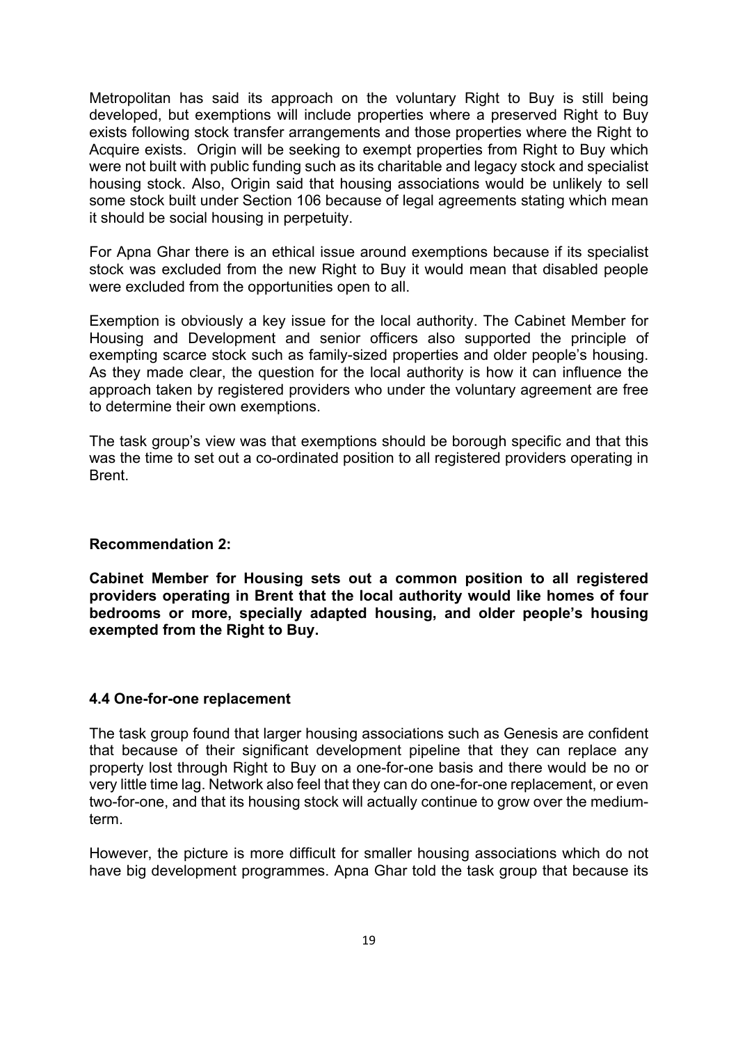Metropolitan has said its approach on the voluntary Right to Buy is still being developed, but exemptions will include properties where a preserved Right to Buy exists following stock transfer arrangements and those properties where the Right to Acquire exists. Origin will be seeking to exempt properties from Right to Buy which were not built with public funding such as its charitable and legacy stock and specialist housing stock. Also, Origin said that housing associations would be unlikely to sell some stock built under Section 106 because of legal agreements stating which mean it should be social housing in perpetuity.

For Apna Ghar there is an ethical issue around exemptions because if its specialist stock was excluded from the new Right to Buy it would mean that disabled people were excluded from the opportunities open to all.

Exemption is obviously a key issue for the local authority. The Cabinet Member for Housing and Development and senior officers also supported the principle of exempting scarce stock such as family-sized properties and older people's housing. As they made clear, the question for the local authority is how it can influence the approach taken by registered providers who under the voluntary agreement are free to determine their own exemptions.

The task group's view was that exemptions should be borough specific and that this was the time to set out a co-ordinated position to all registered providers operating in Brent.

**Recommendation 2:**

**Cabinet Member for Housing sets out a common position to all registered providers operating in Brent that the local authority would like homes of four bedrooms or more, specially adapted housing, and older people's housing exempted from the Right to Buy.**

### 4.4 One-for-one replacement

The task group found that larger housing associations such as Genesis are confident that because of their significant development pipeline that they can replace any property lost through Right to Buy on a one-for-one basis and there would be no or very little time lag. Network also feel that they can do one-for-one replacement, or even two-for-one, and that its housing stock will actually continue to grow over the medium-term.

However, the picture is more difficult for smaller housing associations which do not have big development programmes. Apna Ghar told the task group that because its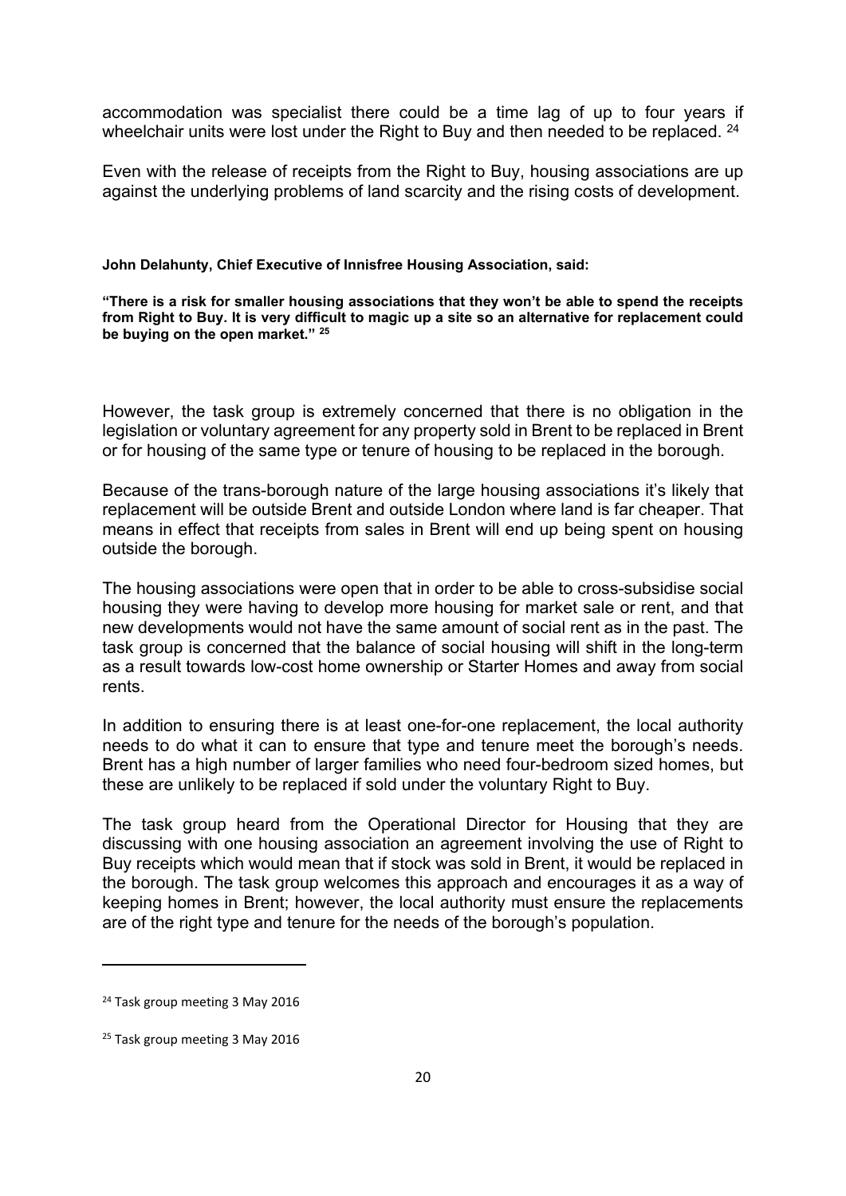accommodation was specialist there could be a time lag of up to four years if wheelchair units were lost under the Right to Buy and then needed to be replaced. [24]

Even with the release of receipts from the Right to Buy, housing associations are up against the underlying problems of land scarcity and the rising costs of development.

**John Delahunty, Chief Executive of Innisfree Housing Association, said:**

**"There is a risk for smaller housing associations that they won't be able to spend the receipts from Right to Buy. It is very difficult to magic up a site so an alternative for replacement could be buying on the open market." [25]**

However, the task group is extremely concerned that there is no obligation in the legislation or voluntary agreement for any property sold in Brent to be replaced in Brent or for housing of the same type or tenure of housing to be replaced in the borough.

Because of the trans-borough nature of the large housing associations it's likely that replacement will be outside Brent and outside London where land is far cheaper. That means in effect that receipts from sales in Brent will end up being spent on housing outside the borough.

The housing associations were open that in order to be able to cross-subsidise social housing they were having to develop more housing for market sale or rent, and that new developments would not have the same amount of social rent as in the past. The task group is concerned that the balance of social housing will shift in the long-term as a result towards low-cost home ownership or Starter Homes and away from social rents.

In addition to ensuring there is at least one-for-one replacement, the local authority needs to do what it can to ensure that type and tenure meet the borough's needs. Brent has a high number of larger families who need four-bedroom sized homes, but these are unlikely to be replaced if sold under the voluntary Right to Buy.

The task group heard from the Operational Director for Housing that they are discussing with one housing association an agreement involving the use of Right to Buy receipts which would mean that if stock was sold in Brent, it would be replaced in the borough. The task group welcomes this approach and encourages it as a way of keeping homes in Brent; however, the local authority must ensure the replacements are of the right type and tenure for the needs of the borough's population.

---

[24] Task group meeting 3 May 2016

[25] Task group meeting 3 May 2016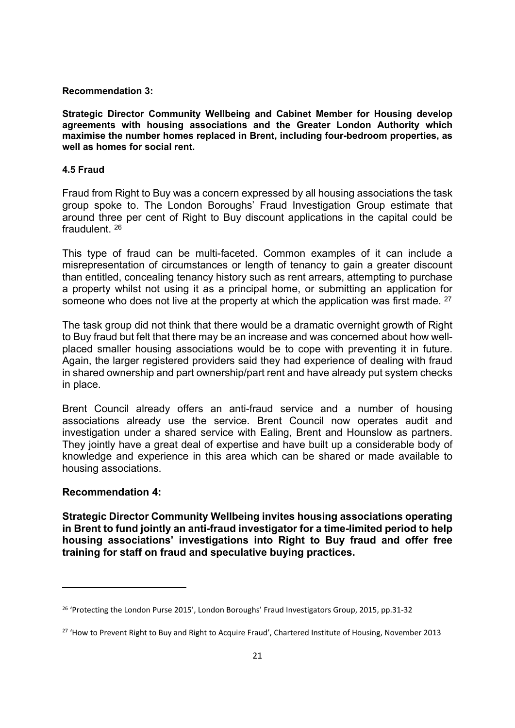**Recommendation 3:**

**Strategic Director Community Wellbeing and Cabinet Member for Housing develop agreements with housing associations and the Greater London Authority which maximise the number homes replaced in Brent, including four-bedroom properties, as well as homes for social rent.**

### 4.5 Fraud

Fraud from Right to Buy was a concern expressed by all housing associations the task group spoke to. The London Boroughs' Fraud Investigation Group estimate that around three per cent of Right to Buy discount applications in the capital could be fraudulent. [26]

This type of fraud can be multi-faceted. Common examples of it can include a misrepresentation of circumstances or length of tenancy to gain a greater discount than entitled, concealing tenancy history such as rent arrears, attempting to purchase a property whilst not using it as a principal home, or submitting an application for someone who does not live at the property at which the application was first made. [27]

The task group did not think that there would be a dramatic overnight growth of Right to Buy fraud but felt that there may be an increase and was concerned about how well-placed smaller housing associations would be to cope with preventing it in future. Again, the larger registered providers said they had experience of dealing with fraud in shared ownership and part ownership/part rent and have already put system checks in place.

Brent Council already offers an anti-fraud service and a number of housing associations already use the service. Brent Council now operates audit and investigation under a shared service with Ealing, Brent and Hounslow as partners. They jointly have a great deal of expertise and have built up a considerable body of knowledge and experience in this area which can be shared or made available to housing associations.

**Recommendation 4:**

**Strategic Director Community Wellbeing invites housing associations operating in Brent to fund jointly an anti-fraud investigator for a time-limited period to help housing associations' investigations into Right to Buy fraud and offer free training for staff on fraud and speculative buying practices.**

---

[26] 'Protecting the London Purse 2015', London Boroughs' Fraud Investigators Group, 2015, pp.31-32

[27] 'How to Prevent Right to Buy and Right to Acquire Fraud', Chartered Institute of Housing, November 2013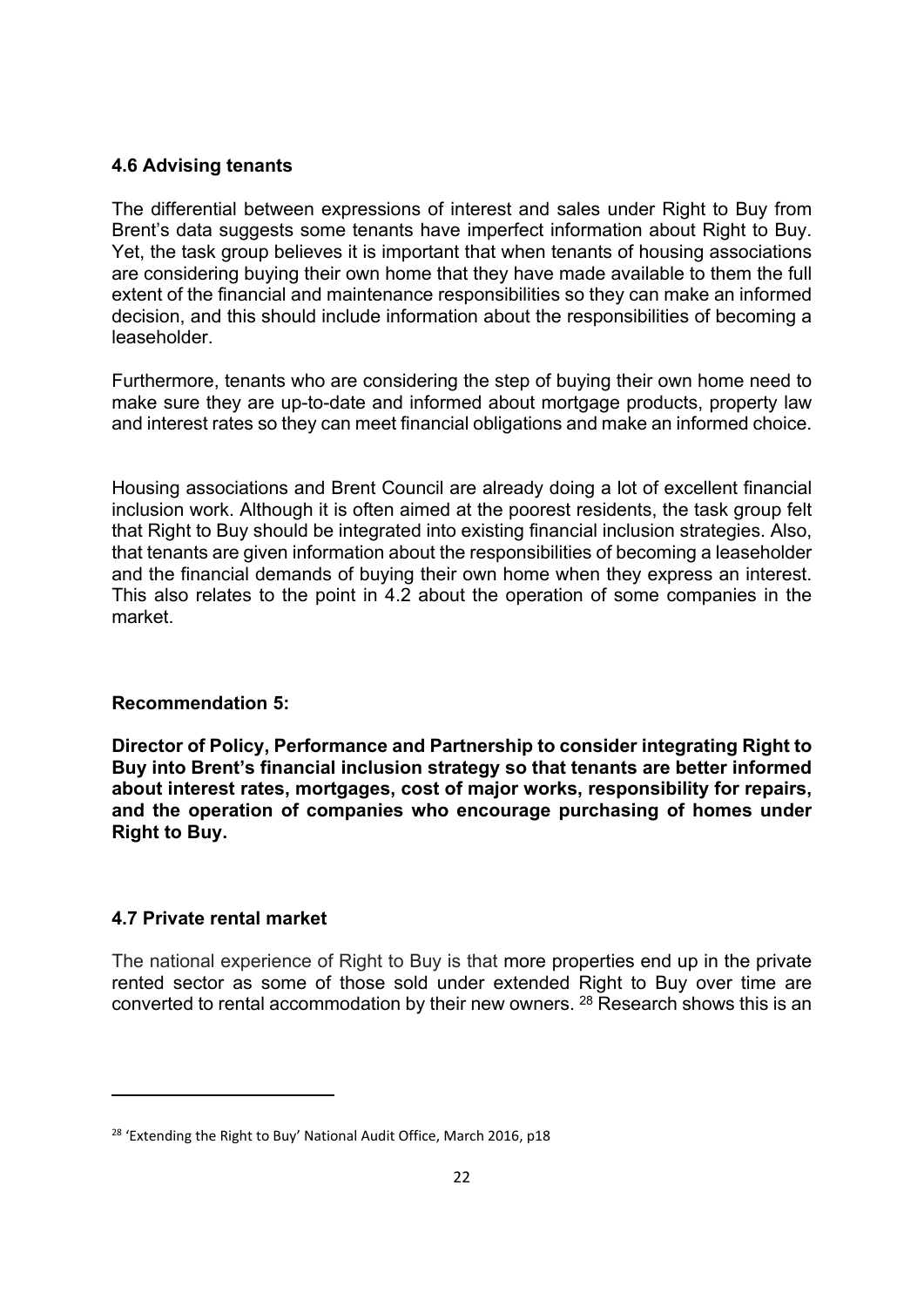### 4.6 Advising tenants

The differential between expressions of interest and sales under Right to Buy from Brent's data suggests some tenants have imperfect information about Right to Buy. Yet, the task group believes it is important that when tenants of housing associations are considering buying their own home that they have made available to them the full extent of the financial and maintenance responsibilities so they can make an informed decision, and this should include information about the responsibilities of becoming a leaseholder.

Furthermore, tenants who are considering the step of buying their own home need to make sure they are up-to-date and informed about mortgage products, property law and interest rates so they can meet financial obligations and make an informed choice.

Housing associations and Brent Council are already doing a lot of excellent financial inclusion work. Although it is often aimed at the poorest residents, the task group felt that Right to Buy should be integrated into existing financial inclusion strategies. Also, that tenants are given information about the responsibilities of becoming a leaseholder and the financial demands of buying their own home when they express an interest. This also relates to the point in 4.2 about the operation of some companies in the market.

**Recommendation 5:**

**Director of Policy, Performance and Partnership to consider integrating Right to Buy into Brent's financial inclusion strategy so that tenants are better informed about interest rates, mortgages, cost of major works, responsibility for repairs, and the operation of companies who encourage purchasing of homes under Right to Buy.**

### 4.7 Private rental market

The national experience of Right to Buy is that more properties end up in the private rented sector as some of those sold under extended Right to Buy over time are converted to rental accommodation by their new owners. [28] Research shows this is an

[28] 'Extending the Right to Buy' National Audit Office, March 2016, p18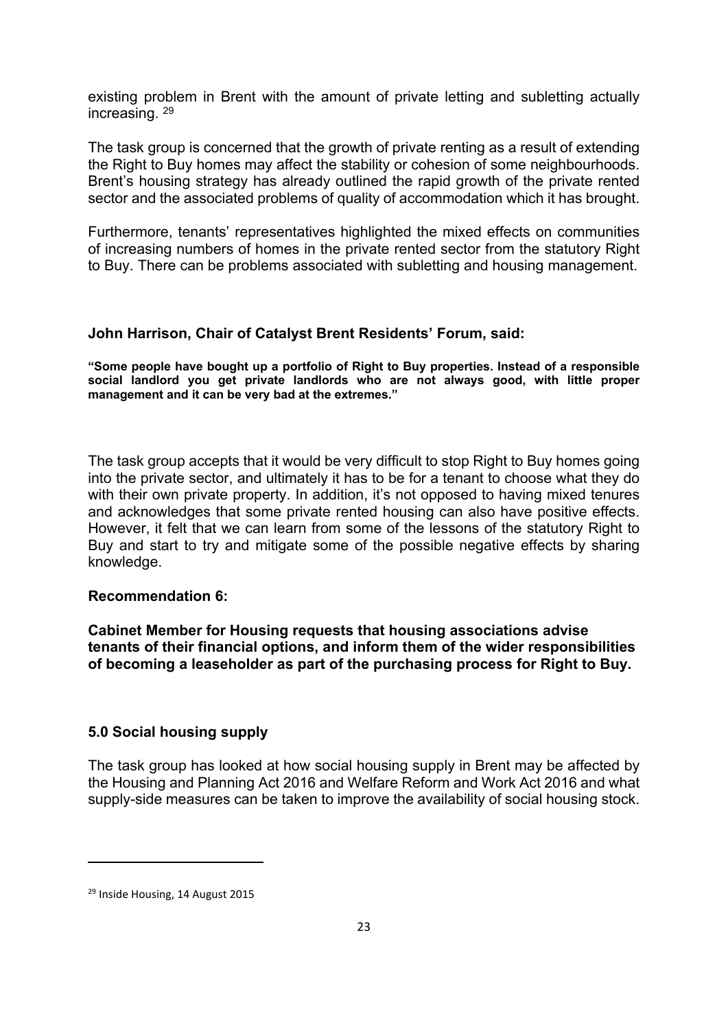existing problem in Brent with the amount of private letting and subletting actually increasing. [29]

The task group is concerned that the growth of private renting as a result of extending the Right to Buy homes may affect the stability or cohesion of some neighbourhoods. Brent's housing strategy has already outlined the rapid growth of the private rented sector and the associated problems of quality of accommodation which it has brought.

Furthermore, tenants' representatives highlighted the mixed effects on communities of increasing numbers of homes in the private rented sector from the statutory Right to Buy. There can be problems associated with subletting and housing management.

**John Harrison, Chair of Catalyst Brent Residents' Forum, said:**

**"Some people have bought up a portfolio of Right to Buy properties. Instead of a responsible social landlord you get private landlords who are not always good, with little proper management and it can be very bad at the extremes."**

The task group accepts that it would be very difficult to stop Right to Buy homes going into the private sector, and ultimately it has to be for a tenant to choose what they do with their own private property. In addition, it's not opposed to having mixed tenures and acknowledges that some private rented housing can also have positive effects. However, it felt that we can learn from some of the lessons of the statutory Right to Buy and start to try and mitigate some of the possible negative effects by sharing knowledge.

**Recommendation 6:**

**Cabinet Member for Housing requests that housing associations advise tenants of their financial options, and inform them of the wider responsibilities of becoming a leaseholder as part of the purchasing process for Right to Buy.**

## 5.0 Social housing supply

The task group has looked at how social housing supply in Brent may be affected by the Housing and Planning Act 2016 and Welfare Reform and Work Act 2016 and what supply-side measures can be taken to improve the availability of social housing stock.

---

[29] Inside Housing, 14 August 2015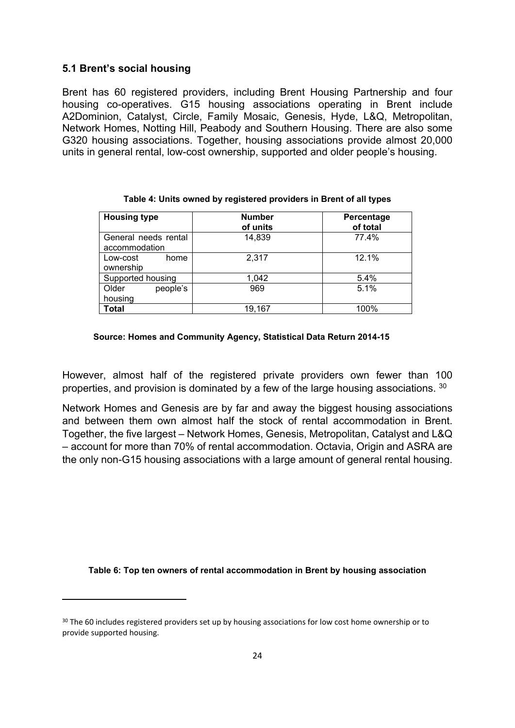## 5.1 Brent's social housing

Brent has 60 registered providers, including Brent Housing Partnership and four housing co-operatives. G15 housing associations operating in Brent include A2Dominion, Catalyst, Circle, Family Mosaic, Genesis, Hyde, L&Q, Metropolitan, Network Homes, Notting Hill, Peabody and Southern Housing. There are also some G320 housing associations. Together, housing associations provide almost 20,000 units in general rental, low-cost ownership, supported and older people's housing.

**Table 4: Units owned by registered providers in Brent of all types**

| Housing type | Number of units | Percentage of total |
|---|---|---|
| General needs rental accommodation | 14,839 | 77.4% |
| Low-cost home ownership | 2,317 | 12.1% |
| Supported housing | 1,042 | 5.4% |
| Older people's housing | 969 | 5.1% |
| **Total** | 19,167 | 100% |

**Source: Homes and Community Agency, Statistical Data Return 2014-15**

However, almost half of the registered private providers own fewer than 100 properties, and provision is dominated by a few of the large housing associations. [30]

Network Homes and Genesis are by far and away the biggest housing associations and between them own almost half the stock of rental accommodation in Brent. Together, the five largest – Network Homes, Genesis, Metropolitan, Catalyst and L&Q – account for more than 70% of rental accommodation. Octavia, Origin and ASRA are the only non-G15 housing associations with a large amount of general rental housing.

**Table 6: Top ten owners of rental accommodation in Brent by housing association**

[30] The 60 includes registered providers set up by housing associations for low cost home ownership or to provide supported housing.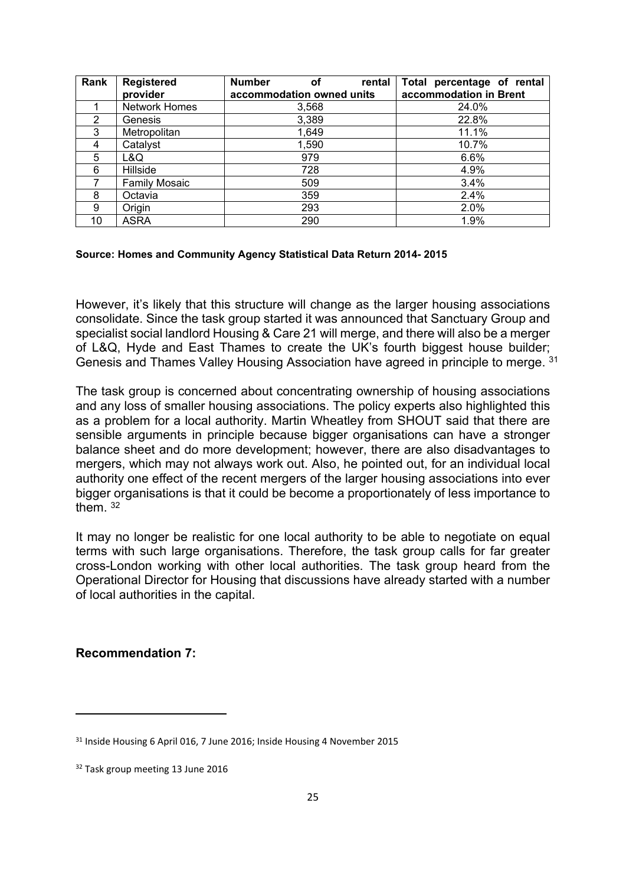| Rank | Registered provider | Number of rental accommodation owned units | Total percentage of rental accommodation in Brent |
|---|---|---|---|
| 1 | Network Homes | 3,568 | 24.0% |
| 2 | Genesis | 3,389 | 22.8% |
| 3 | Metropolitan | 1,649 | 11.1% |
| 4 | Catalyst | 1,590 | 10.7% |
| 5 | L&Q | 979 | 6.6% |
| 6 | Hillside | 728 | 4.9% |
| 7 | Family Mosaic | 509 | 3.4% |
| 8 | Octavia | 359 | 2.4% |
| 9 | Origin | 293 | 2.0% |
| 10 | ASRA | 290 | 1.9% |

**Source: Homes and Community Agency Statistical Data Return 2014- 2015**

However, it's likely that this structure will change as the larger housing associations consolidate. Since the task group started it was announced that Sanctuary Group and specialist social landlord Housing & Care 21 will merge, and there will also be a merger of L&Q, Hyde and East Thames to create the UK's fourth biggest house builder; Genesis and Thames Valley Housing Association have agreed in principle to merge. [31]

The task group is concerned about concentrating ownership of housing associations and any loss of smaller housing associations. The policy experts also highlighted this as a problem for a local authority. Martin Wheatley from SHOUT said that there are sensible arguments in principle because bigger organisations can have a stronger balance sheet and do more development; however, there are also disadvantages to mergers, which may not always work out. Also, he pointed out, for an individual local authority one effect of the recent mergers of the larger housing associations into ever bigger organisations is that it could be become a proportionately of less importance to them. [32]

It may no longer be realistic for one local authority to be able to negotiate on equal terms with such large organisations. Therefore, the task group calls for far greater cross-London working with other local authorities. The task group heard from the Operational Director for Housing that discussions have already started with a number of local authorities in the capital.

**Recommendation 7:**

---

[31] Inside Housing 6 April 016, 7 June 2016; Inside Housing 4 November 2015

[32] Task group meeting 13 June 2016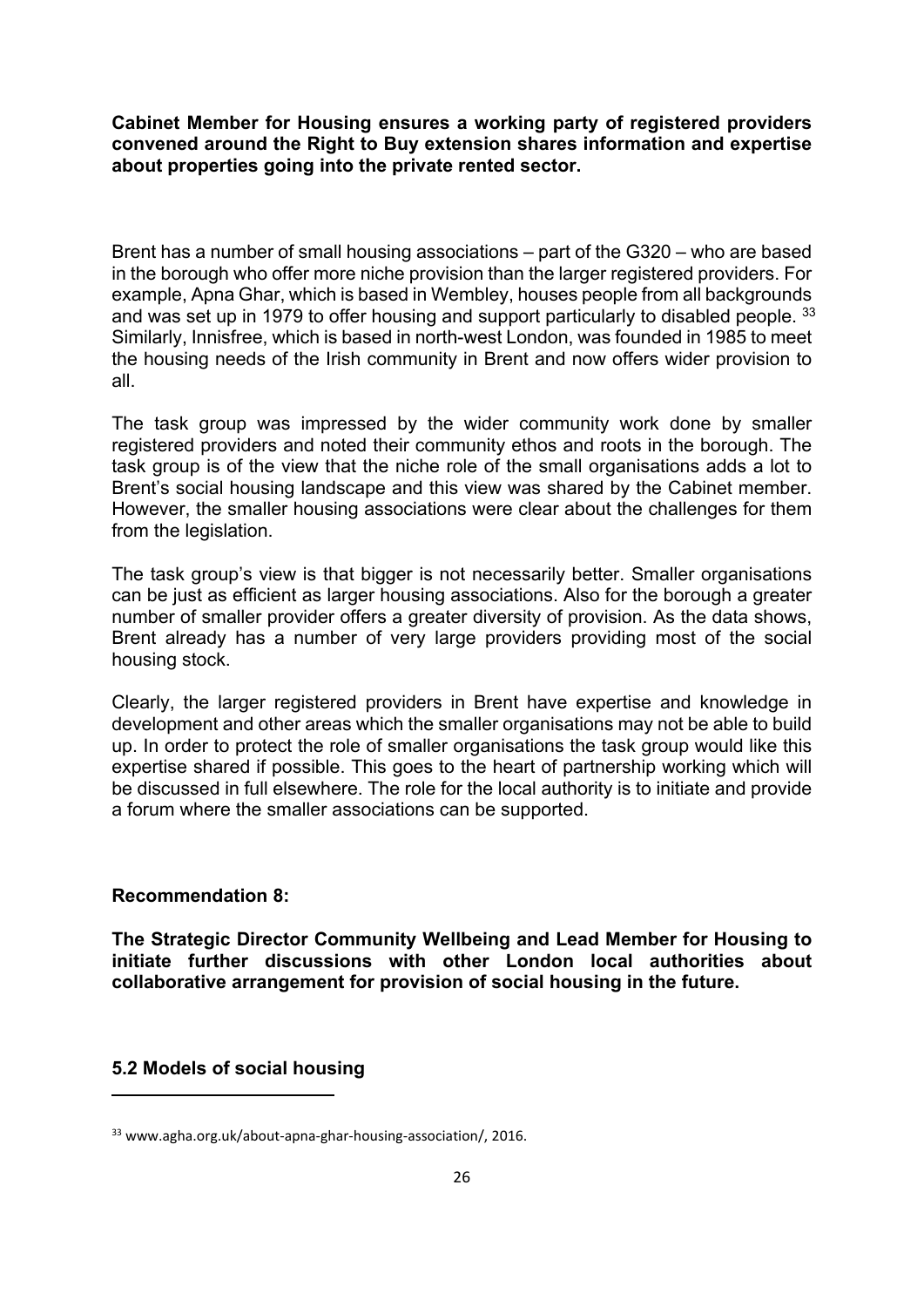**Cabinet Member for Housing ensures a working party of registered providers convened around the Right to Buy extension shares information and expertise about properties going into the private rented sector.**

Brent has a number of small housing associations – part of the G320 – who are based in the borough who offer more niche provision than the larger registered providers. For example, Apna Ghar, which is based in Wembley, houses people from all backgrounds and was set up in 1979 to offer housing and support particularly to disabled people. [33] Similarly, Innisfree, which is based in north-west London, was founded in 1985 to meet the housing needs of the Irish community in Brent and now offers wider provision to all.

The task group was impressed by the wider community work done by smaller registered providers and noted their community ethos and roots in the borough. The task group is of the view that the niche role of the small organisations adds a lot to Brent's social housing landscape and this view was shared by the Cabinet member. However, the smaller housing associations were clear about the challenges for them from the legislation.

The task group's view is that bigger is not necessarily better. Smaller organisations can be just as efficient as larger housing associations. Also for the borough a greater number of smaller provider offers a greater diversity of provision. As the data shows, Brent already has a number of very large providers providing most of the social housing stock.

Clearly, the larger registered providers in Brent have expertise and knowledge in development and other areas which the smaller organisations may not be able to build up. In order to protect the role of smaller organisations the task group would like this expertise shared if possible. This goes to the heart of partnership working which will be discussed in full elsewhere. The role for the local authority is to initiate and provide a forum where the smaller associations can be supported.

**Recommendation 8:**

**The Strategic Director Community Wellbeing and Lead Member for Housing to initiate further discussions with other London local authorities about collaborative arrangement for provision of social housing in the future.**

### 5.2 Models of social housing

[33] www.agha.org.uk/about-apna-ghar-housing-association/, 2016.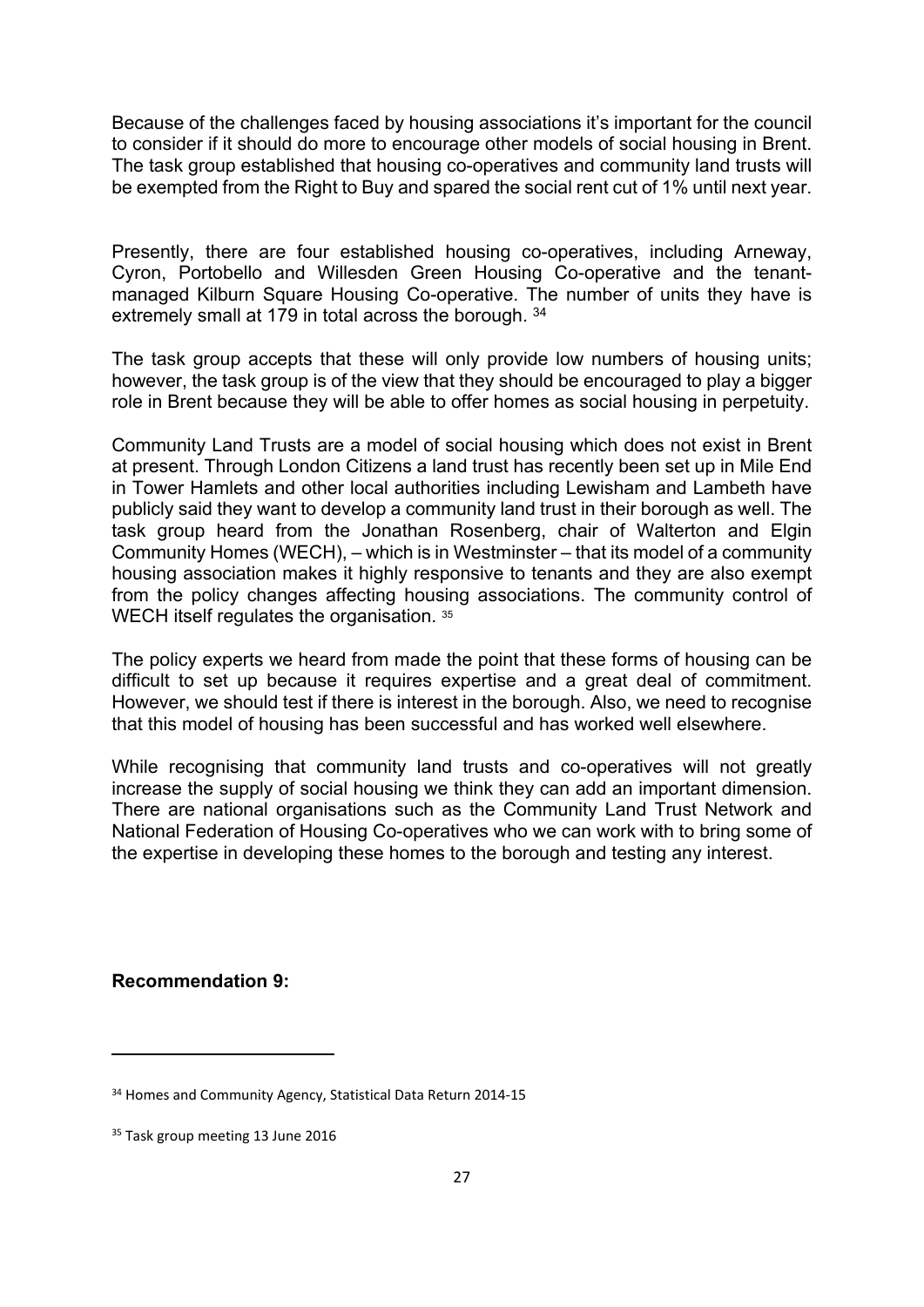Because of the challenges faced by housing associations it's important for the council to consider if it should do more to encourage other models of social housing in Brent. The task group established that housing co-operatives and community land trusts will be exempted from the Right to Buy and spared the social rent cut of 1% until next year.

Presently, there are four established housing co-operatives, including Arneway, Cyron, Portobello and Willesden Green Housing Co-operative and the tenant-managed Kilburn Square Housing Co-operative. The number of units they have is extremely small at 179 in total across the borough. [34]

The task group accepts that these will only provide low numbers of housing units; however, the task group is of the view that they should be encouraged to play a bigger role in Brent because they will be able to offer homes as social housing in perpetuity.

Community Land Trusts are a model of social housing which does not exist in Brent at present. Through London Citizens a land trust has recently been set up in Mile End in Tower Hamlets and other local authorities including Lewisham and Lambeth have publicly said they want to develop a community land trust in their borough as well. The task group heard from the Jonathan Rosenberg, chair of Walterton and Elgin Community Homes (WECH), – which is in Westminster – that its model of a community housing association makes it highly responsive to tenants and they are also exempt from the policy changes affecting housing associations. The community control of WECH itself regulates the organisation. [35]

The policy experts we heard from made the point that these forms of housing can be difficult to set up because it requires expertise and a great deal of commitment. However, we should test if there is interest in the borough. Also, we need to recognise that this model of housing has been successful and has worked well elsewhere.

While recognising that community land trusts and co-operatives will not greatly increase the supply of social housing we think they can add an important dimension. There are national organisations such as the Community Land Trust Network and National Federation of Housing Co-operatives who we can work with to bring some of the expertise in developing these homes to the borough and testing any interest.

**Recommendation 9:**

---

[34] Homes and Community Agency, Statistical Data Return 2014-15

[35] Task group meeting 13 June 2016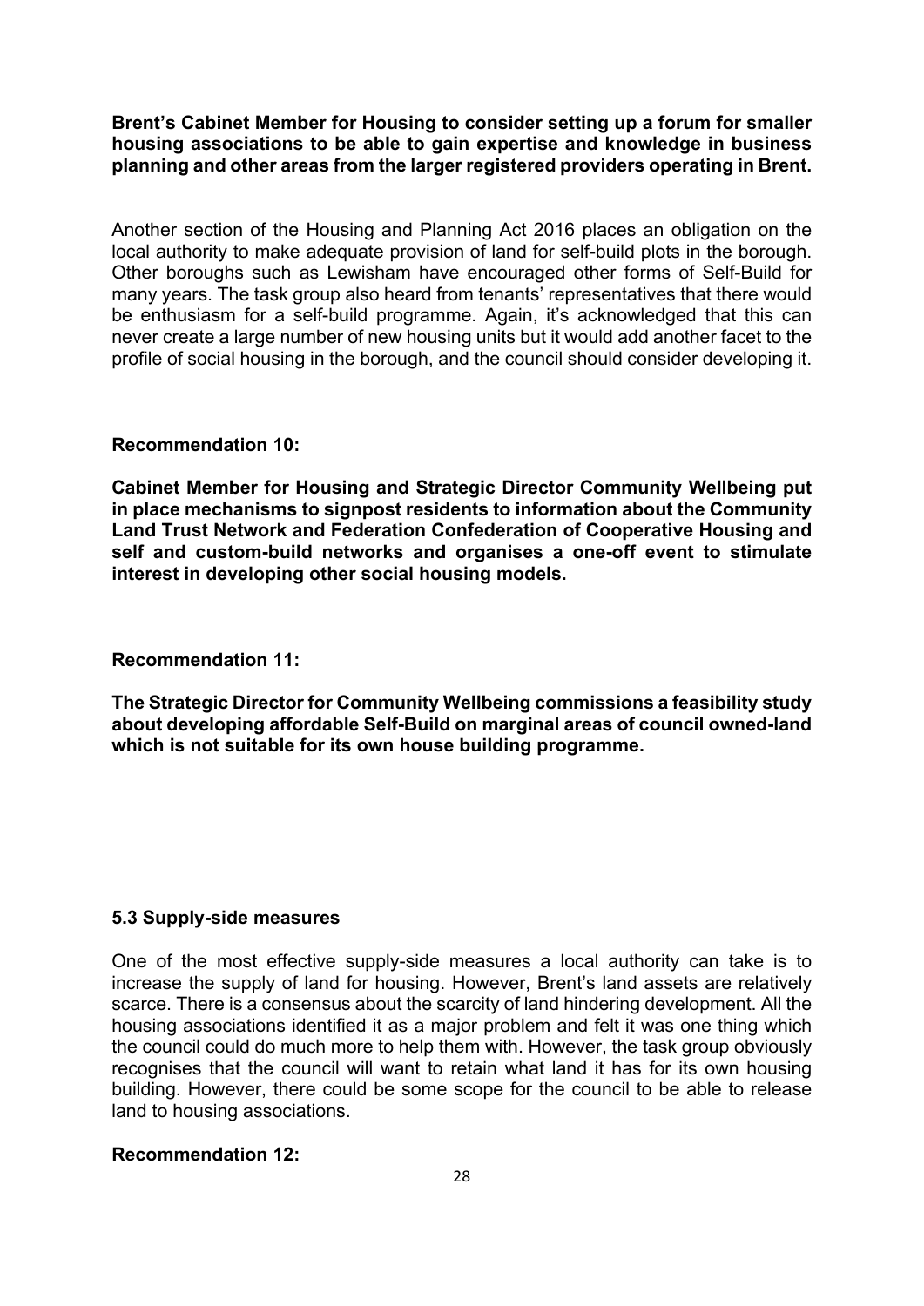**Brent's Cabinet Member for Housing to consider setting up a forum for smaller housing associations to be able to gain expertise and knowledge in business planning and other areas from the larger registered providers operating in Brent.**

Another section of the Housing and Planning Act 2016 places an obligation on the local authority to make adequate provision of land for self-build plots in the borough. Other boroughs such as Lewisham have encouraged other forms of Self-Build for many years. The task group also heard from tenants' representatives that there would be enthusiasm for a self-build programme. Again, it's acknowledged that this can never create a large number of new housing units but it would add another facet to the profile of social housing in the borough, and the council should consider developing it.

**Recommendation 10:**

**Cabinet Member for Housing and Strategic Director Community Wellbeing put in place mechanisms to signpost residents to information about the Community Land Trust Network and Federation Confederation of Cooperative Housing and self and custom-build networks and organises a one-off event to stimulate interest in developing other social housing models.**

**Recommendation 11:**

**The Strategic Director for Community Wellbeing commissions a feasibility study about developing affordable Self-Build on marginal areas of council owned-land which is not suitable for its own house building programme.**

### 5.3 Supply-side measures

One of the most effective supply-side measures a local authority can take is to increase the supply of land for housing. However, Brent's land assets are relatively scarce. There is a consensus about the scarcity of land hindering development. All the housing associations identified it as a major problem and felt it was one thing which the council could do much more to help them with. However, the task group obviously recognises that the council will want to retain what land it has for its own housing building. However, there could be some scope for the council to be able to release land to housing associations.

**Recommendation 12:**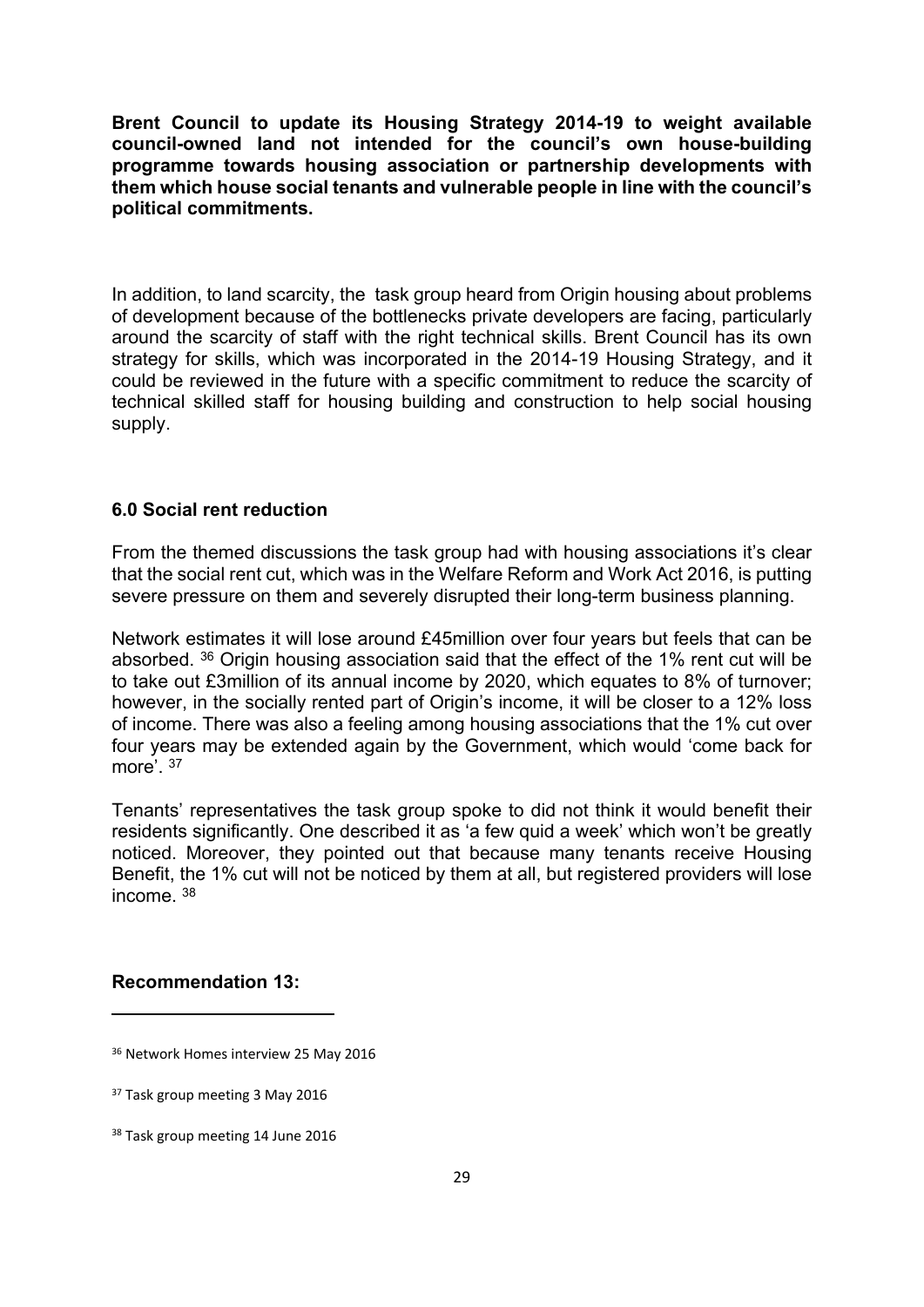**Brent Council to update its Housing Strategy 2014-19 to weight available council-owned land not intended for the council's own house-building programme towards housing association or partnership developments with them which house social tenants and vulnerable people in line with the council's political commitments.**

In addition, to land scarcity, the task group heard from Origin housing about problems of development because of the bottlenecks private developers are facing, particularly around the scarcity of staff with the right technical skills. Brent Council has its own strategy for skills, which was incorporated in the 2014-19 Housing Strategy, and it could be reviewed in the future with a specific commitment to reduce the scarcity of technical skilled staff for housing building and construction to help social housing supply.

### 6.0 Social rent reduction

From the themed discussions the task group had with housing associations it's clear that the social rent cut, which was in the Welfare Reform and Work Act 2016, is putting severe pressure on them and severely disrupted their long-term business planning.

Network estimates it will lose around £45million over four years but feels that can be absorbed. [36] Origin housing association said that the effect of the 1% rent cut will be to take out £3million of its annual income by 2020, which equates to 8% of turnover; however, in the socially rented part of Origin's income, it will be closer to a 12% loss of income. There was also a feeling among housing associations that the 1% cut over four years may be extended again by the Government, which would 'come back for more'. [37]

Tenants' representatives the task group spoke to did not think it would benefit their residents significantly. One described it as 'a few quid a week' which won't be greatly noticed. Moreover, they pointed out that because many tenants receive Housing Benefit, the 1% cut will not be noticed by them at all, but registered providers will lose income. [38]

**Recommendation 13:**

---

[36] Network Homes interview 25 May 2016

[37] Task group meeting 3 May 2016

[38] Task group meeting 14 June 2016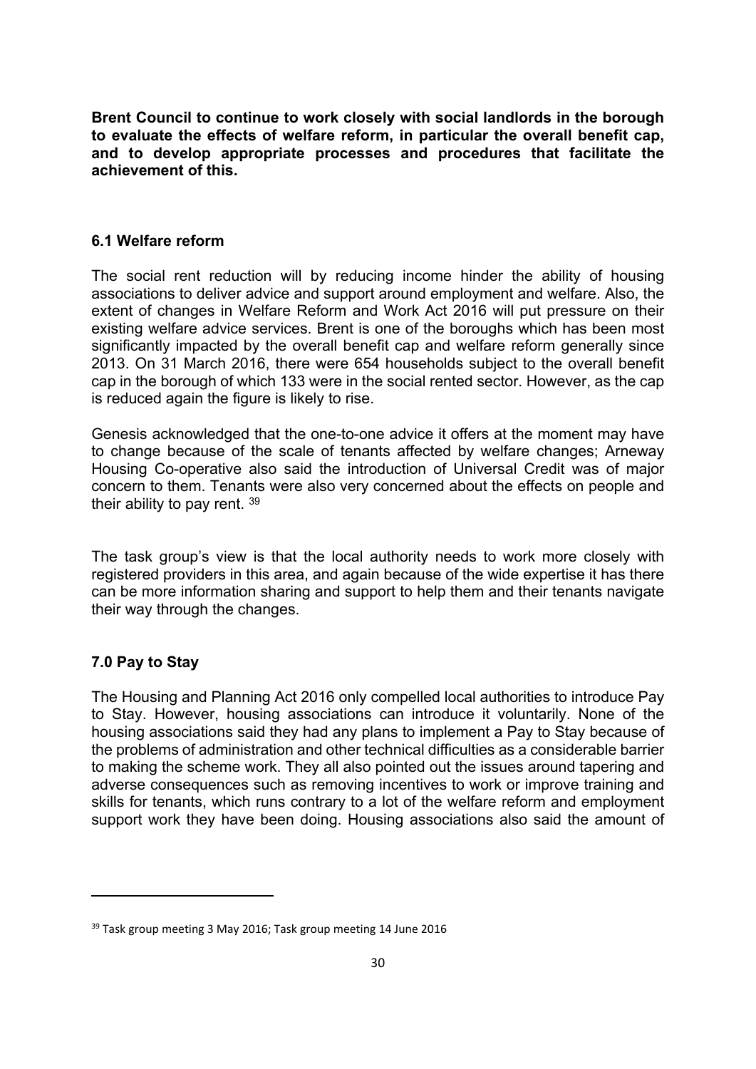**Brent Council to continue to work closely with social landlords in the borough to evaluate the effects of welfare reform, in particular the overall benefit cap, and to develop appropriate processes and procedures that facilitate the achievement of this.**

### 6.1 Welfare reform

The social rent reduction will by reducing income hinder the ability of housing associations to deliver advice and support around employment and welfare. Also, the extent of changes in Welfare Reform and Work Act 2016 will put pressure on their existing welfare advice services. Brent is one of the boroughs which has been most significantly impacted by the overall benefit cap and welfare reform generally since 2013. On 31 March 2016, there were 654 households subject to the overall benefit cap in the borough of which 133 were in the social rented sector. However, as the cap is reduced again the figure is likely to rise.

Genesis acknowledged that the one-to-one advice it offers at the moment may have to change because of the scale of tenants affected by welfare changes; Arneway Housing Co-operative also said the introduction of Universal Credit was of major concern to them. Tenants were also very concerned about the effects on people and their ability to pay rent. [39]

The task group's view is that the local authority needs to work more closely with registered providers in this area, and again because of the wide expertise it has there can be more information sharing and support to help them and their tenants navigate their way through the changes.

## 7.0 Pay to Stay

The Housing and Planning Act 2016 only compelled local authorities to introduce Pay to Stay. However, housing associations can introduce it voluntarily. None of the housing associations said they had any plans to implement a Pay to Stay because of the problems of administration and other technical difficulties as a considerable barrier to making the scheme work. They all also pointed out the issues around tapering and adverse consequences such as removing incentives to work or improve training and skills for tenants, which runs contrary to a lot of the welfare reform and employment support work they have been doing. Housing associations also said the amount of

---

[39] Task group meeting 3 May 2016; Task group meeting 14 June 2016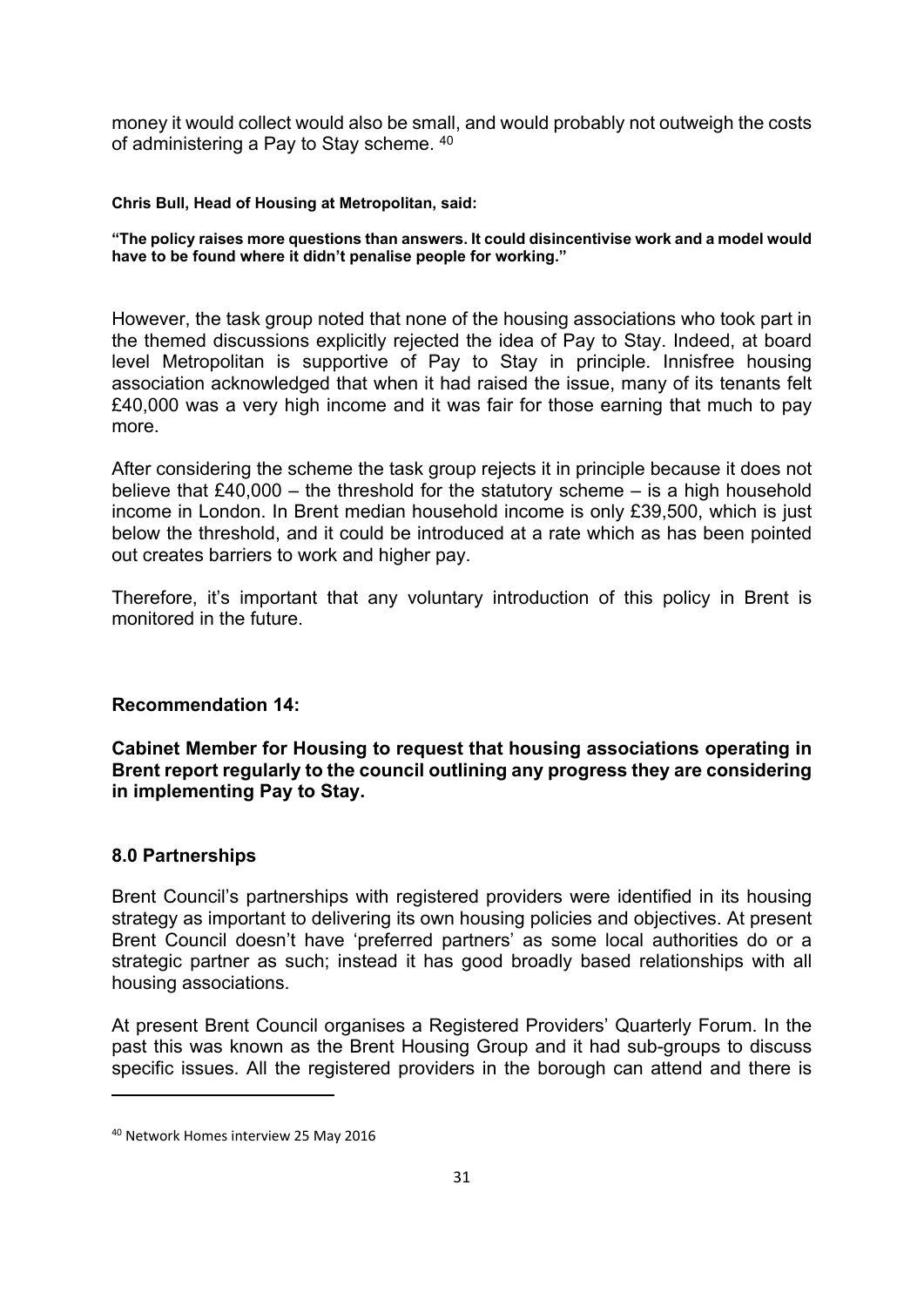money it would collect would also be small, and would probably not outweigh the costs of administering a Pay to Stay scheme. [40]

**Chris Bull, Head of Housing at Metropolitan, said:**

**"The policy raises more questions than answers. It could disincentivise work and a model would have to be found where it didn't penalise people for working."**

However, the task group noted that none of the housing associations who took part in the themed discussions explicitly rejected the idea of Pay to Stay. Indeed, at board level Metropolitan is supportive of Pay to Stay in principle. Innisfree housing association acknowledged that when it had raised the issue, many of its tenants felt £40,000 was a very high income and it was fair for those earning that much to pay more.

After considering the scheme the task group rejects it in principle because it does not believe that £40,000 – the threshold for the statutory scheme – is a high household income in London. In Brent median household income is only £39,500, which is just below the threshold, and it could be introduced at a rate which as has been pointed out creates barriers to work and higher pay.

Therefore, it's important that any voluntary introduction of this policy in Brent is monitored in the future.

**Recommendation 14:**

**Cabinet Member for Housing to request that housing associations operating in Brent report regularly to the council outlining any progress they are considering in implementing Pay to Stay.**

## 8.0 Partnerships

Brent Council's partnerships with registered providers were identified in its housing strategy as important to delivering its own housing policies and objectives. At present Brent Council doesn't have 'preferred partners' as some local authorities do or a strategic partner as such; instead it has good broadly based relationships with all housing associations.

At present Brent Council organises a Registered Providers' Quarterly Forum. In the past this was known as the Brent Housing Group and it had sub-groups to discuss specific issues. All the registered providers in the borough can attend and there is

[40] Network Homes interview 25 May 2016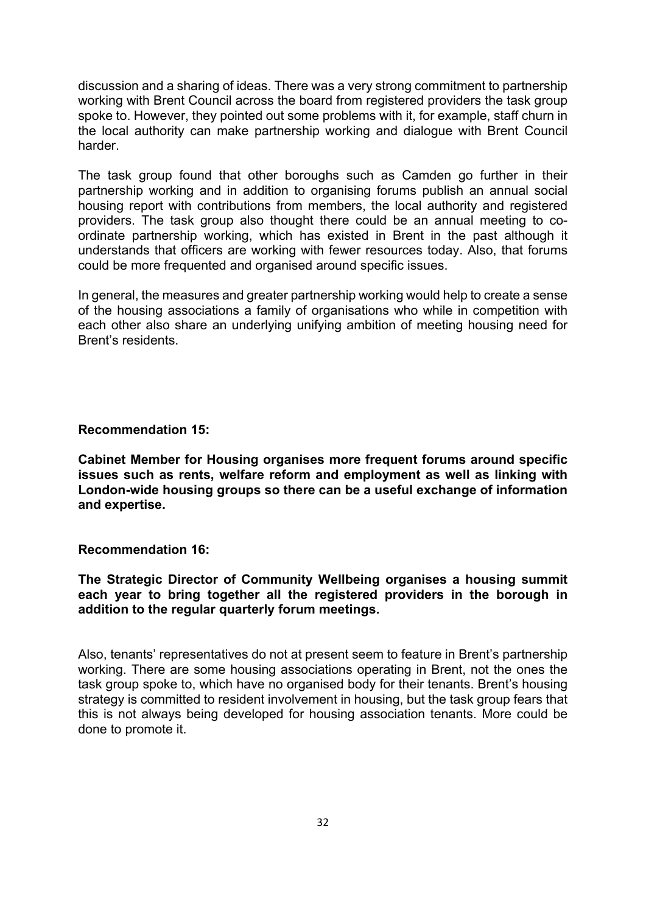discussion and a sharing of ideas. There was a very strong commitment to partnership working with Brent Council across the board from registered providers the task group spoke to. However, they pointed out some problems with it, for example, staff churn in the local authority can make partnership working and dialogue with Brent Council harder.

The task group found that other boroughs such as Camden go further in their partnership working and in addition to organising forums publish an annual social housing report with contributions from members, the local authority and registered providers. The task group also thought there could be an annual meeting to co-ordinate partnership working, which has existed in Brent in the past although it understands that officers are working with fewer resources today. Also, that forums could be more frequented and organised around specific issues.

In general, the measures and greater partnership working would help to create a sense of the housing associations a family of organisations who while in competition with each other also share an underlying unifying ambition of meeting housing need for Brent's residents.

**Recommendation 15:**

**Cabinet Member for Housing organises more frequent forums around specific issues such as rents, welfare reform and employment as well as linking with London-wide housing groups so there can be a useful exchange of information and expertise.**

**Recommendation 16:**

**The Strategic Director of Community Wellbeing organises a housing summit each year to bring together all the registered providers in the borough in addition to the regular quarterly forum meetings.**

Also, tenants' representatives do not at present seem to feature in Brent's partnership working. There are some housing associations operating in Brent, not the ones the task group spoke to, which have no organised body for their tenants. Brent's housing strategy is committed to resident involvement in housing, but the task group fears that this is not always being developed for housing association tenants. More could be done to promote it.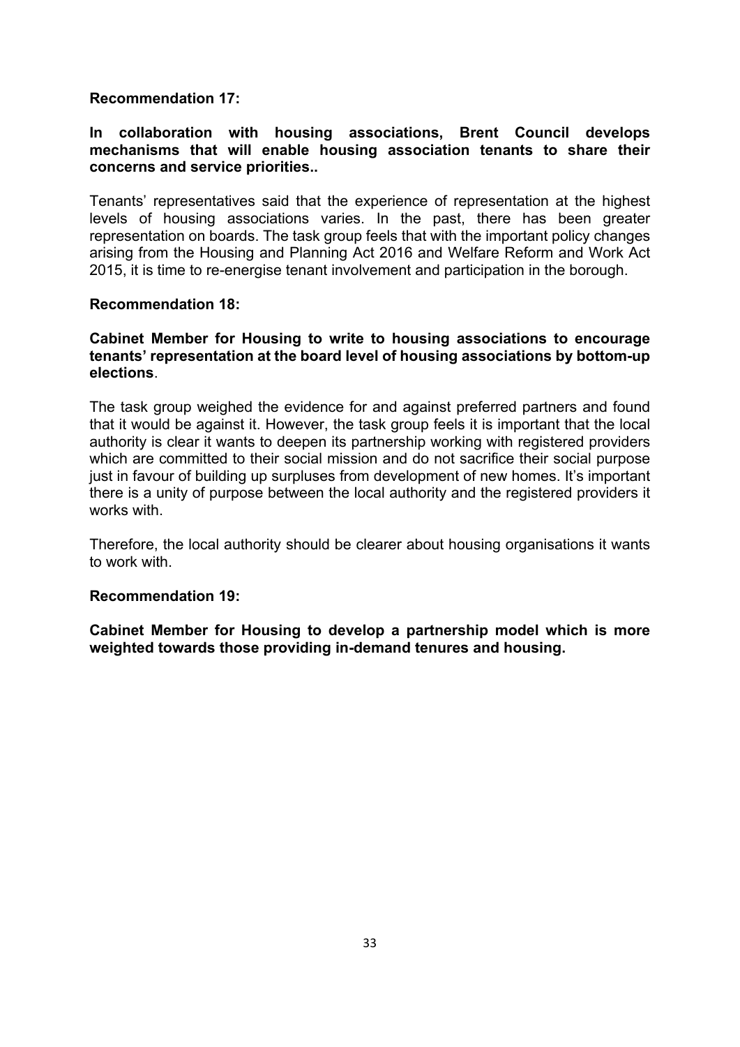**Recommendation 17:**

**In collaboration with housing associations, Brent Council develops mechanisms that will enable housing association tenants to share their concerns and service priorities..**

Tenants' representatives said that the experience of representation at the highest levels of housing associations varies. In the past, there has been greater representation on boards. The task group feels that with the important policy changes arising from the Housing and Planning Act 2016 and Welfare Reform and Work Act 2015, it is time to re-energise tenant involvement and participation in the borough.

**Recommendation 18:**

**Cabinet Member for Housing to write to housing associations to encourage tenants' representation at the board level of housing associations by bottom-up elections**.

The task group weighed the evidence for and against preferred partners and found that it would be against it. However, the task group feels it is important that the local authority is clear it wants to deepen its partnership working with registered providers which are committed to their social mission and do not sacrifice their social purpose just in favour of building up surpluses from development of new homes. It's important there is a unity of purpose between the local authority and the registered providers it works with.

Therefore, the local authority should be clearer about housing organisations it wants to work with.

**Recommendation 19:**

**Cabinet Member for Housing to develop a partnership model which is more weighted towards those providing in-demand tenures and housing.**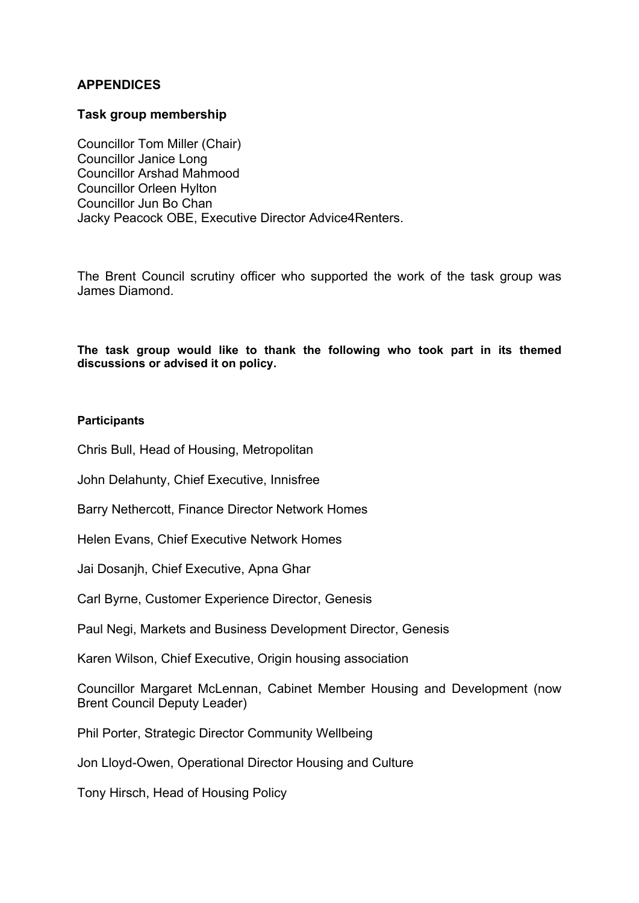## APPENDICES

### Task group membership

Councillor Tom Miller (Chair)
Councillor Janice Long
Councillor Arshad Mahmood
Councillor Orleen Hylton
Councillor Jun Bo Chan
Jacky Peacock OBE, Executive Director Advice4Renters.

The Brent Council scrutiny officer who supported the work of the task group was James Diamond.

**The task group would like to thank the following who took part in its themed discussions or advised it on policy.**

**Participants**

Chris Bull, Head of Housing, Metropolitan

John Delahunty, Chief Executive, Innisfree

Barry Nethercott, Finance Director Network Homes

Helen Evans, Chief Executive Network Homes

Jai Dosanjh, Chief Executive, Apna Ghar

Carl Byrne, Customer Experience Director, Genesis

Paul Negi, Markets and Business Development Director, Genesis

Karen Wilson, Chief Executive, Origin housing association

Councillor Margaret McLennan, Cabinet Member Housing and Development (now Brent Council Deputy Leader)

Phil Porter, Strategic Director Community Wellbeing

Jon Lloyd-Owen, Operational Director Housing and Culture

Tony Hirsch, Head of Housing Policy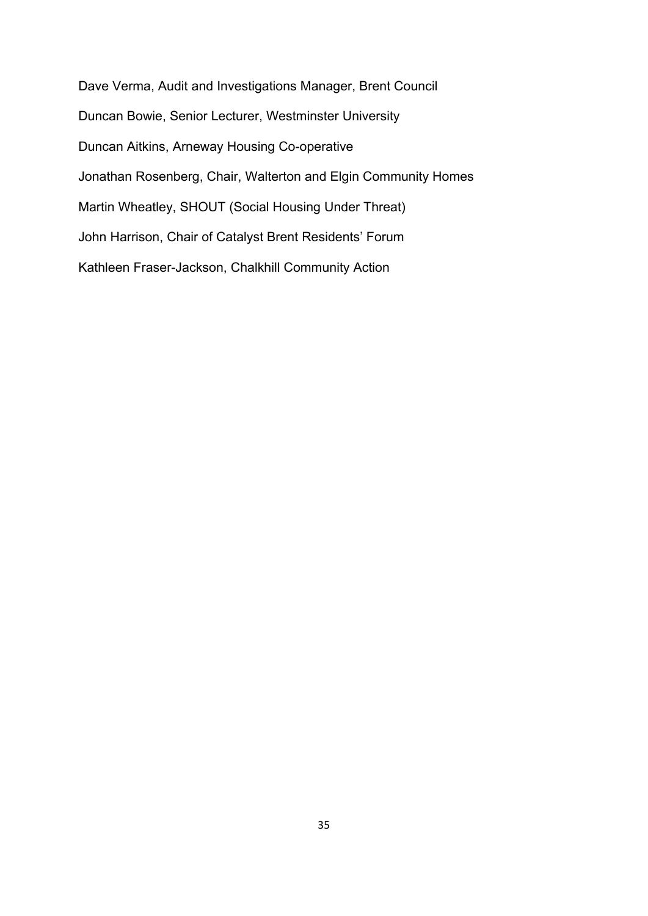Dave Verma, Audit and Investigations Manager, Brent Council

Duncan Bowie, Senior Lecturer, Westminster University

Duncan Aitkins, Arneway Housing Co-operative

Jonathan Rosenberg, Chair, Walterton and Elgin Community Homes

Martin Wheatley, SHOUT (Social Housing Under Threat)

John Harrison, Chair of Catalyst Brent Residents' Forum

Kathleen Fraser-Jackson, Chalkhill Community Action